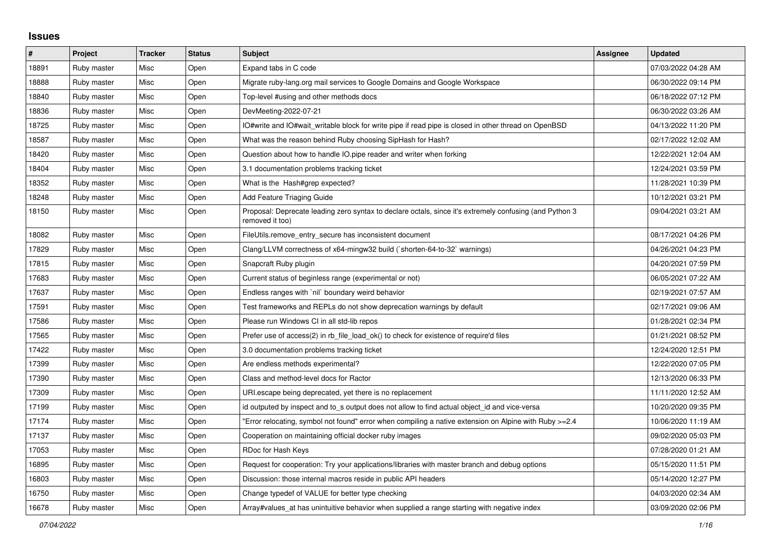# Issues

| # | Project | Tracker | Status | Subject | Assignee | Updated |
|---|---|---|---|---|---|---|
| 18891 | Ruby master | Misc | Open | Expand tabs in C code | | 07/03/2022 04:28 AM |
| 18888 | Ruby master | Misc | Open | Migrate ruby-lang.org mail services to Google Domains and Google Workspace | | 06/30/2022 09:14 PM |
| 18840 | Ruby master | Misc | Open | Top-level #using and other methods docs | | 06/18/2022 07:12 PM |
| 18836 | Ruby master | Misc | Open | DevMeeting-2022-07-21 | | 06/30/2022 03:26 AM |
| 18725 | Ruby master | Misc | Open | IO#write and IO#wait_writable block for write pipe if read pipe is closed in other thread on OpenBSD | | 04/13/2022 11:20 PM |
| 18587 | Ruby master | Misc | Open | What was the reason behind Ruby choosing SipHash for Hash? | | 02/17/2022 12:02 AM |
| 18420 | Ruby master | Misc | Open | Question about how to handle IO.pipe reader and writer when forking | | 12/22/2021 12:04 AM |
| 18404 | Ruby master | Misc | Open | 3.1 documentation problems tracking ticket | | 12/24/2021 03:59 PM |
| 18352 | Ruby master | Misc | Open | What is the Hash#grep expected? | | 11/28/2021 10:39 PM |
| 18248 | Ruby master | Misc | Open | Add Feature Triaging Guide | | 10/12/2021 03:21 PM |
| 18150 | Ruby master | Misc | Open | Proposal: Deprecate leading zero syntax to declare octals, since it's extremely confusing (and Python 3 removed it too) | | 09/04/2021 03:21 AM |
| 18082 | Ruby master | Misc | Open | FileUtils.remove_entry_secure has inconsistent document | | 08/17/2021 04:26 PM |
| 17829 | Ruby master | Misc | Open | Clang/LLVM correctness of x64-mingw32 build (`shorten-64-to-32` warnings) | | 04/26/2021 04:23 PM |
| 17815 | Ruby master | Misc | Open | Snapcraft Ruby plugin | | 04/20/2021 07:59 PM |
| 17683 | Ruby master | Misc | Open | Current status of beginless range (experimental or not) | | 06/05/2021 07:22 AM |
| 17637 | Ruby master | Misc | Open | Endless ranges with `nil` boundary weird behavior | | 02/19/2021 07:57 AM |
| 17591 | Ruby master | Misc | Open | Test frameworks and REPLs do not show deprecation warnings by default | | 02/17/2021 09:06 AM |
| 17586 | Ruby master | Misc | Open | Please run Windows CI in all std-lib repos | | 01/28/2021 02:34 PM |
| 17565 | Ruby master | Misc | Open | Prefer use of access(2) in rb_file_load_ok() to check for existence of require'd files | | 01/21/2021 08:52 PM |
| 17422 | Ruby master | Misc | Open | 3.0 documentation problems tracking ticket | | 12/24/2020 12:51 PM |
| 17399 | Ruby master | Misc | Open | Are endless methods experimental? | | 12/22/2020 07:05 PM |
| 17390 | Ruby master | Misc | Open | Class and method-level docs for Ractor | | 12/13/2020 06:33 PM |
| 17309 | Ruby master | Misc | Open | URI.escape being deprecated, yet there is no replacement | | 11/11/2020 12:52 AM |
| 17199 | Ruby master | Misc | Open | id outputed by inspect and to_s output does not allow to find actual object_id and vice-versa | | 10/20/2020 09:35 PM |
| 17174 | Ruby master | Misc | Open | "Error relocating, symbol not found" error when compiling a native extension on Alpine with Ruby >=2.4 | | 10/06/2020 11:19 AM |
| 17137 | Ruby master | Misc | Open | Cooperation on maintaining official docker ruby images | | 09/02/2020 05:03 PM |
| 17053 | Ruby master | Misc | Open | RDoc for Hash Keys | | 07/28/2020 01:21 AM |
| 16895 | Ruby master | Misc | Open | Request for cooperation: Try your applications/libraries with master branch and debug options | | 05/15/2020 11:51 PM |
| 16803 | Ruby master | Misc | Open | Discussion: those internal macros reside in public API headers | | 05/14/2020 12:27 PM |
| 16750 | Ruby master | Misc | Open | Change typedef of VALUE for better type checking | | 04/03/2020 02:34 AM |
| 16678 | Ruby master | Misc | Open | Array#values_at has unintuitive behavior when supplied a range starting with negative index | | 03/09/2020 02:06 PM |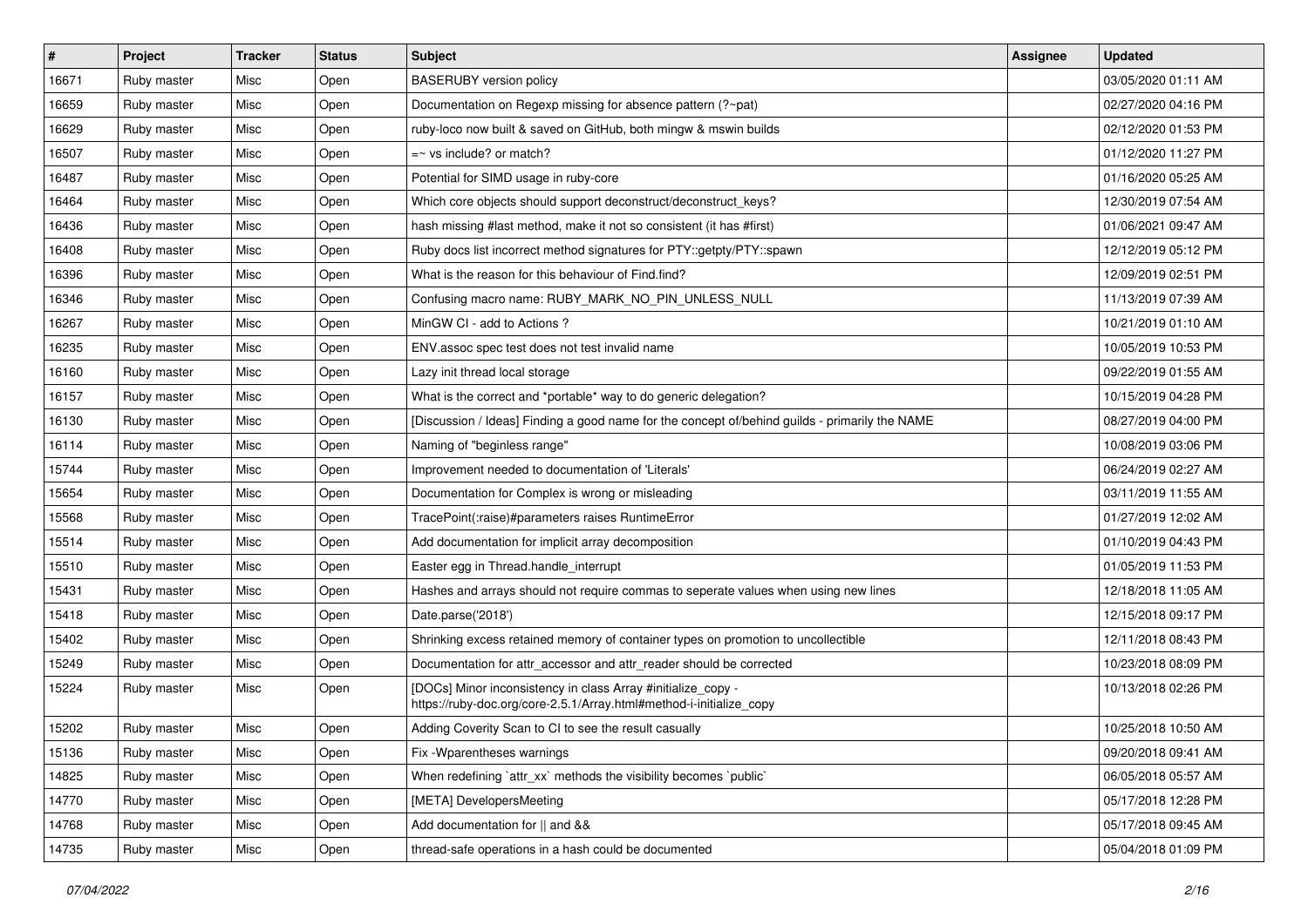| # | Project | Tracker | Status | Subject | Assignee | Updated |
|---|---|---|---|---|---|---|
| 16671 | Ruby master | Misc | Open | BASERUBY version policy | | 03/05/2020 01:11 AM |
| 16659 | Ruby master | Misc | Open | Documentation on Regexp missing for absence pattern (?~pat) | | 02/27/2020 04:16 PM |
| 16629 | Ruby master | Misc | Open | ruby-loco now built & saved on GitHub, both mingw & mswin builds | | 02/12/2020 01:53 PM |
| 16507 | Ruby master | Misc | Open | =~ vs include? or match? | | 01/12/2020 11:27 PM |
| 16487 | Ruby master | Misc | Open | Potential for SIMD usage in ruby-core | | 01/16/2020 05:25 AM |
| 16464 | Ruby master | Misc | Open | Which core objects should support deconstruct/deconstruct_keys? | | 12/30/2019 07:54 AM |
| 16436 | Ruby master | Misc | Open | hash missing #last method, make it not so consistent (it has #first) | | 01/06/2021 09:47 AM |
| 16408 | Ruby master | Misc | Open | Ruby docs list incorrect method signatures for PTY::getpty/PTY::spawn | | 12/12/2019 05:12 PM |
| 16396 | Ruby master | Misc | Open | What is the reason for this behaviour of Find.find? | | 12/09/2019 02:51 PM |
| 16346 | Ruby master | Misc | Open | Confusing macro name: RUBY_MARK_NO_PIN_UNLESS_NULL | | 11/13/2019 07:39 AM |
| 16267 | Ruby master | Misc | Open | MinGW CI - add to Actions ? | | 10/21/2019 01:10 AM |
| 16235 | Ruby master | Misc | Open | ENV.assoc spec test does not test invalid name | | 10/05/2019 10:53 PM |
| 16160 | Ruby master | Misc | Open | Lazy init thread local storage | | 09/22/2019 01:55 AM |
| 16157 | Ruby master | Misc | Open | What is the correct and *portable* way to do generic delegation? | | 10/15/2019 04:28 PM |
| 16130 | Ruby master | Misc | Open | [Discussion / Ideas] Finding a good name for the concept of/behind guilds - primarily the NAME | | 08/27/2019 04:00 PM |
| 16114 | Ruby master | Misc | Open | Naming of "beginless range" | | 10/08/2019 03:06 PM |
| 15744 | Ruby master | Misc | Open | Improvement needed to documentation of 'Literals' | | 06/24/2019 02:27 AM |
| 15654 | Ruby master | Misc | Open | Documentation for Complex is wrong or misleading | | 03/11/2019 11:55 AM |
| 15568 | Ruby master | Misc | Open | TracePoint(:raise)#parameters raises RuntimeError | | 01/27/2019 12:02 AM |
| 15514 | Ruby master | Misc | Open | Add documentation for implicit array decomposition | | 01/10/2019 04:43 PM |
| 15510 | Ruby master | Misc | Open | Easter egg in Thread.handle_interrupt | | 01/05/2019 11:53 PM |
| 15431 | Ruby master | Misc | Open | Hashes and arrays should not require commas to seperate values when using new lines | | 12/18/2018 11:05 AM |
| 15418 | Ruby master | Misc | Open | Date.parse('2018') | | 12/15/2018 09:17 PM |
| 15402 | Ruby master | Misc | Open | Shrinking excess retained memory of container types on promotion to uncollectible | | 12/11/2018 08:43 PM |
| 15249 | Ruby master | Misc | Open | Documentation for attr_accessor and attr_reader should be corrected | | 10/23/2018 08:09 PM |
| 15224 | Ruby master | Misc | Open | [DOCs] Minor inconsistency in class Array #initialize_copy - https://ruby-doc.org/core-2.5.1/Array.html#method-i-initialize_copy | | 10/13/2018 02:26 PM |
| 15202 | Ruby master | Misc | Open | Adding Coverity Scan to CI to see the result casually | | 10/25/2018 10:50 AM |
| 15136 | Ruby master | Misc | Open | Fix -Wparentheses warnings | | 09/20/2018 09:41 AM |
| 14825 | Ruby master | Misc | Open | When redefining `attr_xx` methods the visibility becomes `public` | | 06/05/2018 05:57 AM |
| 14770 | Ruby master | Misc | Open | [META] DevelopersMeeting | | 05/17/2018 12:28 PM |
| 14768 | Ruby master | Misc | Open | Add documentation for \|\| and && | | 05/17/2018 09:45 AM |
| 14735 | Ruby master | Misc | Open | thread-safe operations in a hash could be documented | | 05/04/2018 01:09 PM |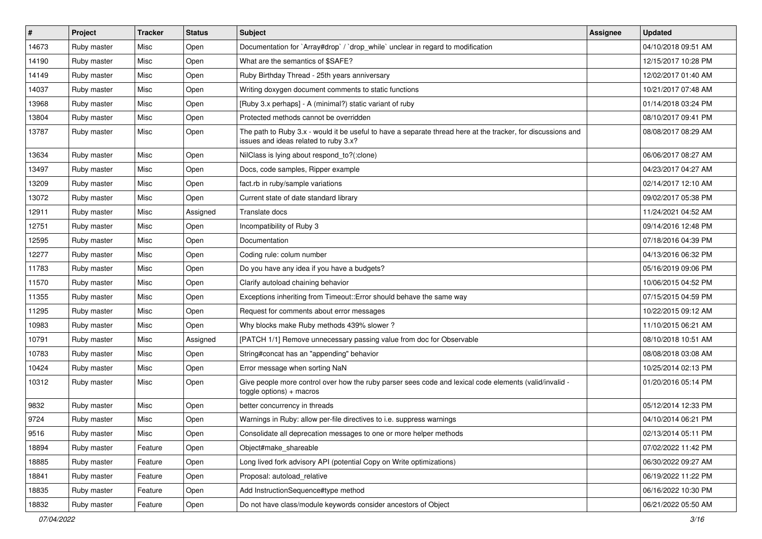| # | Project | Tracker | Status | Subject | Assignee | Updated |
| --- | --- | --- | --- | --- | --- | --- |
| 14673 | Ruby master | Misc | Open | Documentation for `Array#drop` / `drop_while` unclear in regard to modification | | 04/10/2018 09:51 AM |
| 14190 | Ruby master | Misc | Open | What are the semantics of $SAFE? | | 12/15/2017 10:28 PM |
| 14149 | Ruby master | Misc | Open | Ruby Birthday Thread - 25th years anniversary | | 12/02/2017 01:40 AM |
| 14037 | Ruby master | Misc | Open | Writing doxygen document comments to static functions | | 10/21/2017 07:48 AM |
| 13968 | Ruby master | Misc | Open | [Ruby 3.x perhaps] - A (minimal?) static variant of ruby | | 01/14/2018 03:24 PM |
| 13804 | Ruby master | Misc | Open | Protected methods cannot be overridden | | 08/10/2017 09:41 PM |
| 13787 | Ruby master | Misc | Open | The path to Ruby 3.x - would it be useful to have a separate thread here at the tracker, for discussions and issues and ideas related to ruby 3.x? | | 08/08/2017 08:29 AM |
| 13634 | Ruby master | Misc | Open | NilClass is lying about respond_to?(:clone) | | 06/06/2017 08:27 AM |
| 13497 | Ruby master | Misc | Open | Docs, code samples, Ripper example | | 04/23/2017 04:27 AM |
| 13209 | Ruby master | Misc | Open | fact.rb in ruby/sample variations | | 02/14/2017 12:10 AM |
| 13072 | Ruby master | Misc | Open | Current state of date standard library | | 09/02/2017 05:38 PM |
| 12911 | Ruby master | Misc | Assigned | Translate docs | | 11/24/2021 04:52 AM |
| 12751 | Ruby master | Misc | Open | Incompatibility of Ruby 3 | | 09/14/2016 12:48 PM |
| 12595 | Ruby master | Misc | Open | Documentation | | 07/18/2016 04:39 PM |
| 12277 | Ruby master | Misc | Open | Coding rule: colum number | | 04/13/2016 06:32 PM |
| 11783 | Ruby master | Misc | Open | Do you have any idea if you have a budgets? | | 05/16/2019 09:06 PM |
| 11570 | Ruby master | Misc | Open | Clarify autoload chaining behavior | | 10/06/2015 04:52 PM |
| 11355 | Ruby master | Misc | Open | Exceptions inheriting from Timeout::Error should behave the same way | | 07/15/2015 04:59 PM |
| 11295 | Ruby master | Misc | Open | Request for comments about error messages | | 10/22/2015 09:12 AM |
| 10983 | Ruby master | Misc | Open | Why blocks make Ruby methods 439% slower ? | | 11/10/2015 06:21 AM |
| 10791 | Ruby master | Misc | Assigned | [PATCH 1/1] Remove unnecessary passing value from doc for Observable | | 08/10/2018 10:51 AM |
| 10783 | Ruby master | Misc | Open | String#concat has an "appending" behavior | | 08/08/2018 03:08 AM |
| 10424 | Ruby master | Misc | Open | Error message when sorting NaN | | 10/25/2014 02:13 PM |
| 10312 | Ruby master | Misc | Open | Give people more control over how the ruby parser sees code and lexical code elements (valid/invalid - toggle options) + macros | | 01/20/2016 05:14 PM |
| 9832 | Ruby master | Misc | Open | better concurrency in threads | | 05/12/2014 12:33 PM |
| 9724 | Ruby master | Misc | Open | Warnings in Ruby: allow per-file directives to i.e. suppress warnings | | 04/10/2014 06:21 PM |
| 9516 | Ruby master | Misc | Open | Consolidate all deprecation messages to one or more helper methods | | 02/13/2014 05:11 PM |
| 18894 | Ruby master | Feature | Open | Object#make_shareable | | 07/02/2022 11:42 PM |
| 18885 | Ruby master | Feature | Open | Long lived fork advisory API (potential Copy on Write optimizations) | | 06/30/2022 09:27 AM |
| 18841 | Ruby master | Feature | Open | Proposal: autoload_relative | | 06/19/2022 11:22 PM |
| 18835 | Ruby master | Feature | Open | Add InstructionSequence#type method | | 06/16/2022 10:30 PM |
| 18832 | Ruby master | Feature | Open | Do not have class/module keywords consider ancestors of Object | | 06/21/2022 05:50 AM |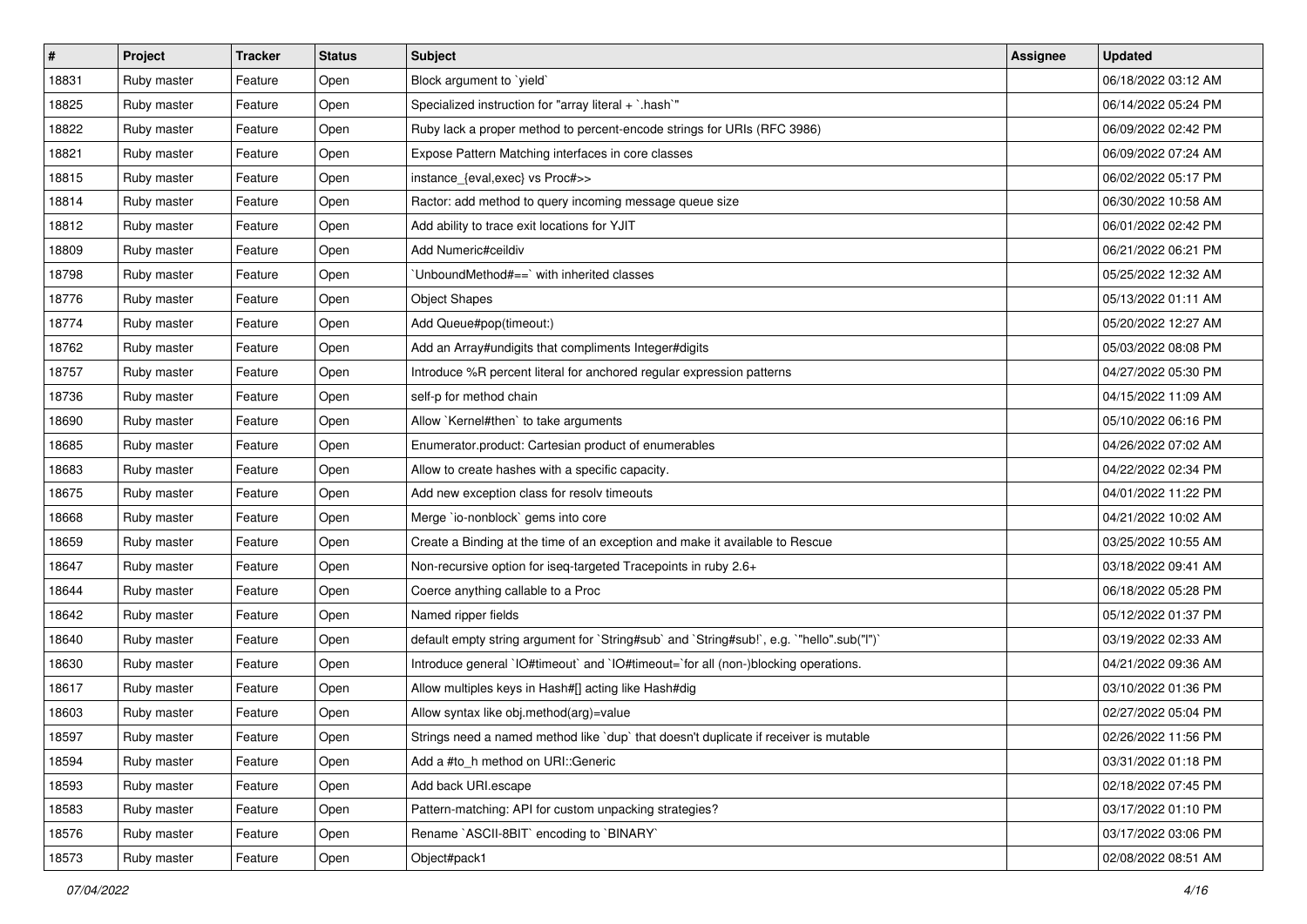| # | Project | Tracker | Status | Subject | Assignee | Updated |
|---|---|---|---|---|---|---|
| 18831 | Ruby master | Feature | Open | Block argument to `yield` | | 06/18/2022 03:12 AM |
| 18825 | Ruby master | Feature | Open | Specialized instruction for "array literal + `.hash`" | | 06/14/2022 05:24 PM |
| 18822 | Ruby master | Feature | Open | Ruby lack a proper method to percent-encode strings for URIs (RFC 3986) | | 06/09/2022 02:42 PM |
| 18821 | Ruby master | Feature | Open | Expose Pattern Matching interfaces in core classes | | 06/09/2022 07:24 AM |
| 18815 | Ruby master | Feature | Open | instance_{eval,exec} vs Proc#>> | | 06/02/2022 05:17 PM |
| 18814 | Ruby master | Feature | Open | Ractor: add method to query incoming message queue size | | 06/30/2022 10:58 AM |
| 18812 | Ruby master | Feature | Open | Add ability to trace exit locations for YJIT | | 06/01/2022 02:42 PM |
| 18809 | Ruby master | Feature | Open | Add Numeric#ceildiv | | 06/21/2022 06:21 PM |
| 18798 | Ruby master | Feature | Open | `UnboundMethod#==` with inherited classes | | 05/25/2022 12:32 AM |
| 18776 | Ruby master | Feature | Open | Object Shapes | | 05/13/2022 01:11 AM |
| 18774 | Ruby master | Feature | Open | Add Queue#pop(timeout:) | | 05/20/2022 12:27 AM |
| 18762 | Ruby master | Feature | Open | Add an Array#undigits that compliments Integer#digits | | 05/03/2022 08:08 PM |
| 18757 | Ruby master | Feature | Open | Introduce %R percent literal for anchored regular expression patterns | | 04/27/2022 05:30 PM |
| 18736 | Ruby master | Feature | Open | self-p for method chain | | 04/15/2022 11:09 AM |
| 18690 | Ruby master | Feature | Open | Allow `Kernel#then` to take arguments | | 05/10/2022 06:16 PM |
| 18685 | Ruby master | Feature | Open | Enumerator.product: Cartesian product of enumerables | | 04/26/2022 07:02 AM |
| 18683 | Ruby master | Feature | Open | Allow to create hashes with a specific capacity. | | 04/22/2022 02:34 PM |
| 18675 | Ruby master | Feature | Open | Add new exception class for resolv timeouts | | 04/01/2022 11:22 PM |
| 18668 | Ruby master | Feature | Open | Merge `io-nonblock` gems into core | | 04/21/2022 10:02 AM |
| 18659 | Ruby master | Feature | Open | Create a Binding at the time of an exception and make it available to Rescue | | 03/25/2022 10:55 AM |
| 18647 | Ruby master | Feature | Open | Non-recursive option for iseq-targeted Tracepoints in ruby 2.6+ | | 03/18/2022 09:41 AM |
| 18644 | Ruby master | Feature | Open | Coerce anything callable to a Proc | | 06/18/2022 05:28 PM |
| 18642 | Ruby master | Feature | Open | Named ripper fields | | 05/12/2022 01:37 PM |
| 18640 | Ruby master | Feature | Open | default empty string argument for `String#sub` and `String#sub!`, e.g. `"hello".sub("l")` | | 03/19/2022 02:33 AM |
| 18630 | Ruby master | Feature | Open | Introduce general `IO#timeout` and `IO#timeout=`for all (non-)blocking operations. | | 04/21/2022 09:36 AM |
| 18617 | Ruby master | Feature | Open | Allow multiples keys in Hash#[] acting like Hash#dig | | 03/10/2022 01:36 PM |
| 18603 | Ruby master | Feature | Open | Allow syntax like obj.method(arg)=value | | 02/27/2022 05:04 PM |
| 18597 | Ruby master | Feature | Open | Strings need a named method like `dup` that doesn't duplicate if receiver is mutable | | 02/26/2022 11:56 PM |
| 18594 | Ruby master | Feature | Open | Add a #to_h method on URI::Generic | | 03/31/2022 01:18 PM |
| 18593 | Ruby master | Feature | Open | Add back URI.escape | | 02/18/2022 07:45 PM |
| 18583 | Ruby master | Feature | Open | Pattern-matching: API for custom unpacking strategies? | | 03/17/2022 01:10 PM |
| 18576 | Ruby master | Feature | Open | Rename `ASCII-8BIT` encoding to `BINARY` | | 03/17/2022 03:06 PM |
| 18573 | Ruby master | Feature | Open | Object#pack1 | | 02/08/2022 08:51 AM |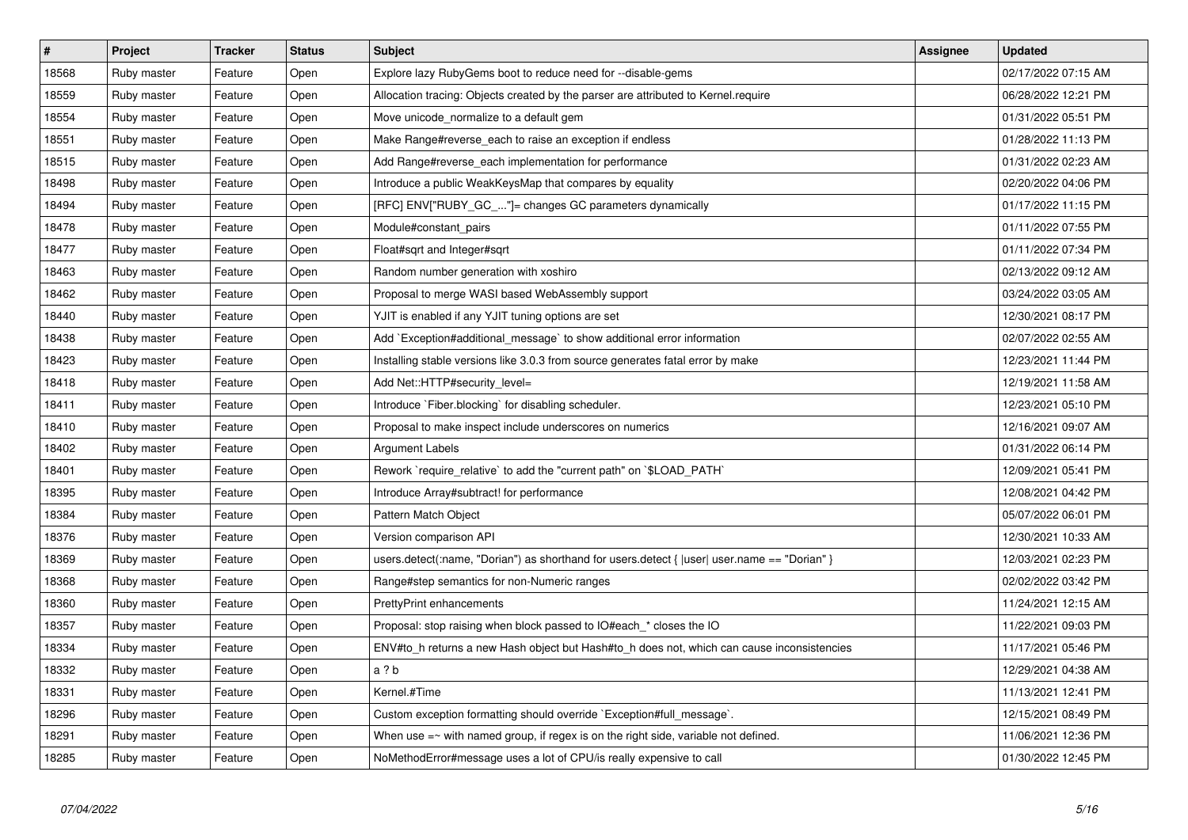| # | Project | Tracker | Status | Subject | Assignee | Updated |
| --- | --- | --- | --- | --- | --- | --- |
| 18568 | Ruby master | Feature | Open | Explore lazy RubyGems boot to reduce need for --disable-gems | | 02/17/2022 07:15 AM |
| 18559 | Ruby master | Feature | Open | Allocation tracing: Objects created by the parser are attributed to Kernel.require | | 06/28/2022 12:21 PM |
| 18554 | Ruby master | Feature | Open | Move unicode_normalize to a default gem | | 01/31/2022 05:51 PM |
| 18551 | Ruby master | Feature | Open | Make Range#reverse_each to raise an exception if endless | | 01/28/2022 11:13 PM |
| 18515 | Ruby master | Feature | Open | Add Range#reverse_each implementation for performance | | 01/31/2022 02:23 AM |
| 18498 | Ruby master | Feature | Open | Introduce a public WeakKeysMap that compares by equality | | 02/20/2022 04:06 PM |
| 18494 | Ruby master | Feature | Open | [RFC] ENV["RUBY_GC_..."]= changes GC parameters dynamically | | 01/17/2022 11:15 PM |
| 18478 | Ruby master | Feature | Open | Module#constant_pairs | | 01/11/2022 07:55 PM |
| 18477 | Ruby master | Feature | Open | Float#sqrt and Integer#sqrt | | 01/11/2022 07:34 PM |
| 18463 | Ruby master | Feature | Open | Random number generation with xoshiro | | 02/13/2022 09:12 AM |
| 18462 | Ruby master | Feature | Open | Proposal to merge WASI based WebAssembly support | | 03/24/2022 03:05 AM |
| 18440 | Ruby master | Feature | Open | YJIT is enabled if any YJIT tuning options are set | | 12/30/2021 08:17 PM |
| 18438 | Ruby master | Feature | Open | Add `Exception#additional_message` to show additional error information | | 02/07/2022 02:55 AM |
| 18423 | Ruby master | Feature | Open | Installing stable versions like 3.0.3 from source generates fatal error by make | | 12/23/2021 11:44 PM |
| 18418 | Ruby master | Feature | Open | Add Net::HTTP#security_level= | | 12/19/2021 11:58 AM |
| 18411 | Ruby master | Feature | Open | Introduce `Fiber.blocking` for disabling scheduler. | | 12/23/2021 05:10 PM |
| 18410 | Ruby master | Feature | Open | Proposal to make inspect include underscores on numerics | | 12/16/2021 09:07 AM |
| 18402 | Ruby master | Feature | Open | Argument Labels | | 01/31/2022 06:14 PM |
| 18401 | Ruby master | Feature | Open | Rework `require_relative` to add the "current path" on `$LOAD_PATH` | | 12/09/2021 05:41 PM |
| 18395 | Ruby master | Feature | Open | Introduce Array#subtract! for performance | | 12/08/2021 04:42 PM |
| 18384 | Ruby master | Feature | Open | Pattern Match Object | | 05/07/2022 06:01 PM |
| 18376 | Ruby master | Feature | Open | Version comparison API | | 12/30/2021 10:33 AM |
| 18369 | Ruby master | Feature | Open | users.detect(:name, "Dorian") as shorthand for users.detect { \|user\| user.name == "Dorian" } | | 12/03/2021 02:23 PM |
| 18368 | Ruby master | Feature | Open | Range#step semantics for non-Numeric ranges | | 02/02/2022 03:42 PM |
| 18360 | Ruby master | Feature | Open | PrettyPrint enhancements | | 11/24/2021 12:15 AM |
| 18357 | Ruby master | Feature | Open | Proposal: stop raising when block passed to IO#each_* closes the IO | | 11/22/2021 09:03 PM |
| 18334 | Ruby master | Feature | Open | ENV#to_h returns a new Hash object but Hash#to_h does not, which can cause inconsistencies | | 11/17/2021 05:46 PM |
| 18332 | Ruby master | Feature | Open | a ? b | | 12/29/2021 04:38 AM |
| 18331 | Ruby master | Feature | Open | Kernel.#Time | | 11/13/2021 12:41 PM |
| 18296 | Ruby master | Feature | Open | Custom exception formatting should override `Exception#full_message`. | | 12/15/2021 08:49 PM |
| 18291 | Ruby master | Feature | Open | When use =~ with named group, if regex is on the right side, variable not defined. | | 11/06/2021 12:36 PM |
| 18285 | Ruby master | Feature | Open | NoMethodError#message uses a lot of CPU/is really expensive to call | | 01/30/2022 12:45 PM |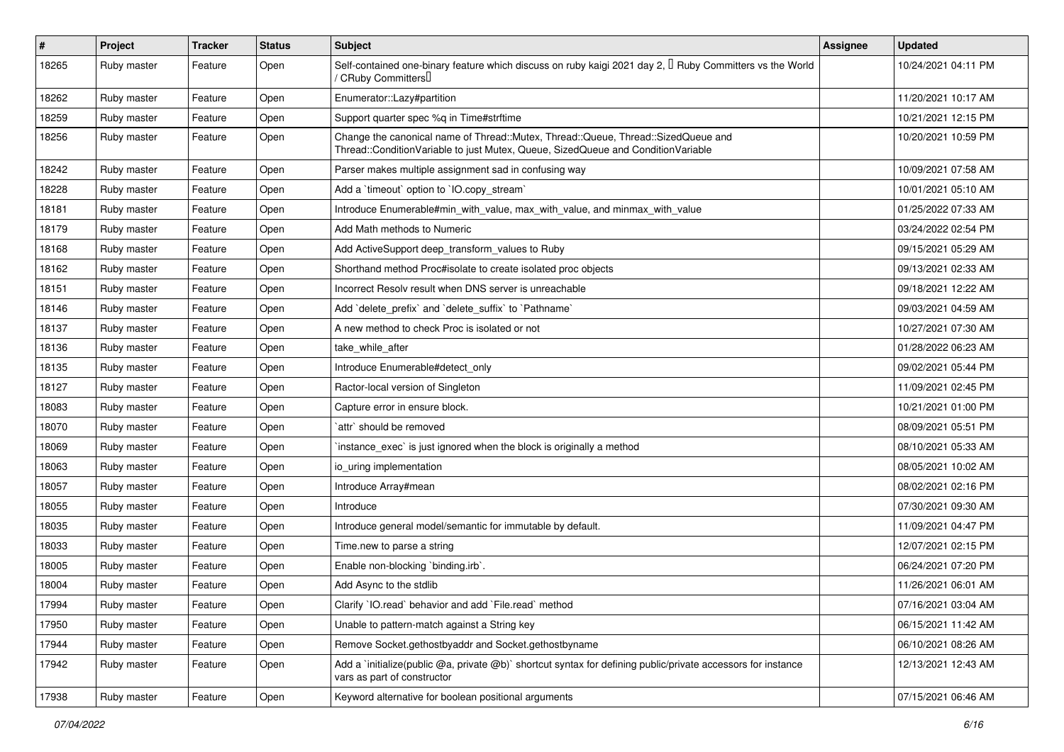| # | Project | Tracker | Status | Subject | Assignee | Updated |
|---|---|---|---|---|---|---|
| 18265 | Ruby master | Feature | Open | Self-contained one-binary feature which discuss on ruby kaigi 2021 day 2, 「Ruby Committers vs the World / CRuby Committers」 | | 10/24/2021 04:11 PM |
| 18262 | Ruby master | Feature | Open | Enumerator::Lazy#partition | | 11/20/2021 10:17 AM |
| 18259 | Ruby master | Feature | Open | Support quarter spec %q in Time#strftime | | 10/21/2021 12:15 PM |
| 18256 | Ruby master | Feature | Open | Change the canonical name of Thread::Mutex, Thread::Queue, Thread::SizedQueue and Thread::ConditionVariable to just Mutex, Queue, SizedQueue and ConditionVariable | | 10/20/2021 10:59 PM |
| 18242 | Ruby master | Feature | Open | Parser makes multiple assignment sad in confusing way | | 10/09/2021 07:58 AM |
| 18228 | Ruby master | Feature | Open | Add a `timeout` option to `IO.copy_stream` | | 10/01/2021 05:10 AM |
| 18181 | Ruby master | Feature | Open | Introduce Enumerable#min_with_value, max_with_value, and minmax_with_value | | 01/25/2022 07:33 AM |
| 18179 | Ruby master | Feature | Open | Add Math methods to Numeric | | 03/24/2022 02:54 PM |
| 18168 | Ruby master | Feature | Open | Add ActiveSupport deep_transform_values to Ruby | | 09/15/2021 05:29 AM |
| 18162 | Ruby master | Feature | Open | Shorthand method Proc#isolate to create isolated proc objects | | 09/13/2021 02:33 AM |
| 18151 | Ruby master | Feature | Open | Incorrect Resolv result when DNS server is unreachable | | 09/18/2021 12:22 AM |
| 18146 | Ruby master | Feature | Open | Add `delete_prefix` and `delete_suffix` to `Pathname` | | 09/03/2021 04:59 AM |
| 18137 | Ruby master | Feature | Open | A new method to check Proc is isolated or not | | 10/27/2021 07:30 AM |
| 18136 | Ruby master | Feature | Open | take_while_after | | 01/28/2022 06:23 AM |
| 18135 | Ruby master | Feature | Open | Introduce Enumerable#detect_only | | 09/02/2021 05:44 PM |
| 18127 | Ruby master | Feature | Open | Ractor-local version of Singleton | | 11/09/2021 02:45 PM |
| 18083 | Ruby master | Feature | Open | Capture error in ensure block. | | 10/21/2021 01:00 PM |
| 18070 | Ruby master | Feature | Open | `attr` should be removed | | 08/09/2021 05:51 PM |
| 18069 | Ruby master | Feature | Open | `instance_exec` is just ignored when the block is originally a method | | 08/10/2021 05:33 AM |
| 18063 | Ruby master | Feature | Open | io_uring implementation | | 08/05/2021 10:02 AM |
| 18057 | Ruby master | Feature | Open | Introduce Array#mean | | 08/02/2021 02:16 PM |
| 18055 | Ruby master | Feature | Open | Introduce | | 07/30/2021 09:30 AM |
| 18035 | Ruby master | Feature | Open | Introduce general model/semantic for immutable by default. | | 11/09/2021 04:47 PM |
| 18033 | Ruby master | Feature | Open | Time.new to parse a string | | 12/07/2021 02:15 PM |
| 18005 | Ruby master | Feature | Open | Enable non-blocking `binding.irb`. | | 06/24/2021 07:20 PM |
| 18004 | Ruby master | Feature | Open | Add Async to the stdlib | | 11/26/2021 06:01 AM |
| 17994 | Ruby master | Feature | Open | Clarify `IO.read` behavior and add `File.read` method | | 07/16/2021 03:04 AM |
| 17950 | Ruby master | Feature | Open | Unable to pattern-match against a String key | | 06/15/2021 11:42 AM |
| 17944 | Ruby master | Feature | Open | Remove Socket.gethostbyaddr and Socket.gethostbyname | | 06/10/2021 08:26 AM |
| 17942 | Ruby master | Feature | Open | Add a `initialize(public @a, private @b)` shortcut syntax for defining public/private accessors for instance vars as part of constructor | | 12/13/2021 12:43 AM |
| 17938 | Ruby master | Feature | Open | Keyword alternative for boolean positional arguments | | 07/15/2021 06:46 AM |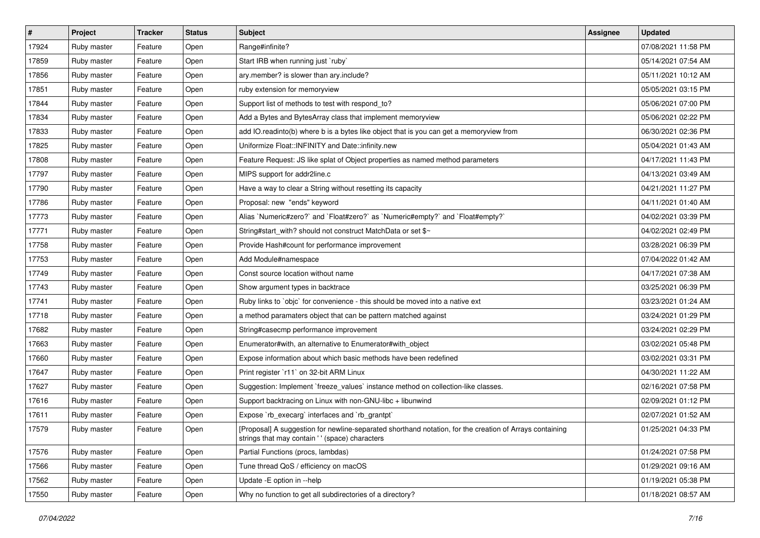| # | Project | Tracker | Status | Subject | Assignee | Updated |
|---|---|---|---|---|---|---|
| 17924 | Ruby master | Feature | Open | Range#infinite? | | 07/08/2021 11:58 PM |
| 17859 | Ruby master | Feature | Open | Start IRB when running just `ruby` | | 05/14/2021 07:54 AM |
| 17856 | Ruby master | Feature | Open | ary.member? is slower than ary.include? | | 05/11/2021 10:12 AM |
| 17851 | Ruby master | Feature | Open | ruby extension for memoryview | | 05/05/2021 03:15 PM |
| 17844 | Ruby master | Feature | Open | Support list of methods to test with respond_to? | | 05/06/2021 07:00 PM |
| 17834 | Ruby master | Feature | Open | Add a Bytes and BytesArray class that implement memoryview | | 05/06/2021 02:22 PM |
| 17833 | Ruby master | Feature | Open | add IO.readinto(b) where b is a bytes like object that is you can get a memoryview from | | 06/30/2021 02:36 PM |
| 17825 | Ruby master | Feature | Open | Uniformize Float::INFINITY and Date::infinity.new | | 05/04/2021 01:43 AM |
| 17808 | Ruby master | Feature | Open | Feature Request: JS like splat of Object properties as named method parameters | | 04/17/2021 11:43 PM |
| 17797 | Ruby master | Feature | Open | MIPS support for addr2line.c | | 04/13/2021 03:49 AM |
| 17790 | Ruby master | Feature | Open | Have a way to clear a String without resetting its capacity | | 04/21/2021 11:27 PM |
| 17786 | Ruby master | Feature | Open | Proposal: new "ends" keyword | | 04/11/2021 01:40 AM |
| 17773 | Ruby master | Feature | Open | Alias `Numeric#zero?` and `Float#zero?` as `Numeric#empty?` and `Float#empty?` | | 04/02/2021 03:39 PM |
| 17771 | Ruby master | Feature | Open | String#start_with? should not construct MatchData or set $~ | | 04/02/2021 02:49 PM |
| 17758 | Ruby master | Feature | Open | Provide Hash#count for performance improvement | | 03/28/2021 06:39 PM |
| 17753 | Ruby master | Feature | Open | Add Module#namespace | | 07/04/2022 01:42 AM |
| 17749 | Ruby master | Feature | Open | Const source location without name | | 04/17/2021 07:38 AM |
| 17743 | Ruby master | Feature | Open | Show argument types in backtrace | | 03/25/2021 06:39 PM |
| 17741 | Ruby master | Feature | Open | Ruby links to `objc` for convenience - this should be moved into a native ext | | 03/23/2021 01:24 AM |
| 17718 | Ruby master | Feature | Open | a method paramaters object that can be pattern matched against | | 03/24/2021 01:29 PM |
| 17682 | Ruby master | Feature | Open | String#casecmp performance improvement | | 03/24/2021 02:29 PM |
| 17663 | Ruby master | Feature | Open | Enumerator#with, an alternative to Enumerator#with_object | | 03/02/2021 05:48 PM |
| 17660 | Ruby master | Feature | Open | Expose information about which basic methods have been redefined | | 03/02/2021 03:31 PM |
| 17647 | Ruby master | Feature | Open | Print register `r11` on 32-bit ARM Linux | | 04/30/2021 11:22 AM |
| 17627 | Ruby master | Feature | Open | Suggestion: Implement `freeze_values` instance method on collection-like classes. | | 02/16/2021 07:58 PM |
| 17616 | Ruby master | Feature | Open | Support backtracing on Linux with non-GNU-libc + libunwind | | 02/09/2021 01:12 PM |
| 17611 | Ruby master | Feature | Open | Expose `rb_execarg` interfaces and `rb_grantpt` | | 02/07/2021 01:52 AM |
| 17579 | Ruby master | Feature | Open | [Proposal] A suggestion for newline-separated shorthand notation, for the creation of Arrays containing strings that may contain ' ' (space) characters | | 01/25/2021 04:33 PM |
| 17576 | Ruby master | Feature | Open | Partial Functions (procs, lambdas) | | 01/24/2021 07:58 PM |
| 17566 | Ruby master | Feature | Open | Tune thread QoS / efficiency on macOS | | 01/29/2021 09:16 AM |
| 17562 | Ruby master | Feature | Open | Update -E option in --help | | 01/19/2021 05:38 PM |
| 17550 | Ruby master | Feature | Open | Why no function to get all subdirectories of a directory? | | 01/18/2021 08:57 AM |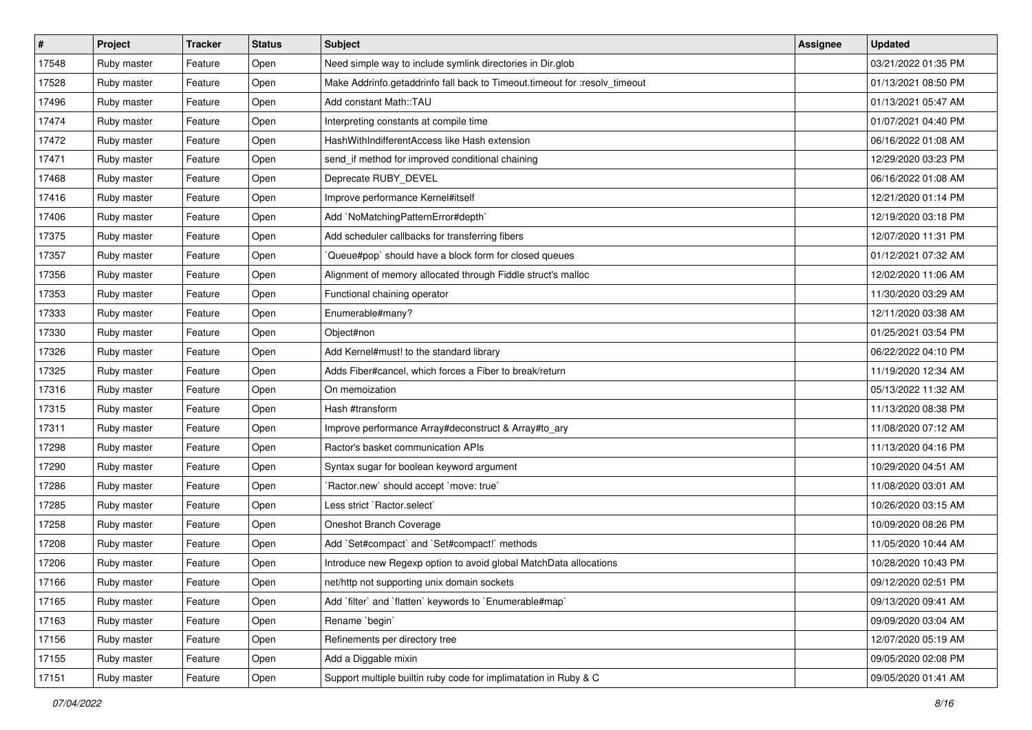| # | Project | Tracker | Status | Subject | Assignee | Updated |
|---|---|---|---|---|---|---|
| 17548 | Ruby master | Feature | Open | Need simple way to include symlink directories in Dir.glob | | 03/21/2022 01:35 PM |
| 17528 | Ruby master | Feature | Open | Make Addrinfo.getaddrinfo fall back to Timeout.timeout for :resolv_timeout | | 01/13/2021 08:50 PM |
| 17496 | Ruby master | Feature | Open | Add constant Math::TAU | | 01/13/2021 05:47 AM |
| 17474 | Ruby master | Feature | Open | Interpreting constants at compile time | | 01/07/2021 04:40 PM |
| 17472 | Ruby master | Feature | Open | HashWithIndifferentAccess like Hash extension | | 06/16/2022 01:08 AM |
| 17471 | Ruby master | Feature | Open | send_if method for improved conditional chaining | | 12/29/2020 03:23 PM |
| 17468 | Ruby master | Feature | Open | Deprecate RUBY_DEVEL | | 06/16/2022 01:08 AM |
| 17416 | Ruby master | Feature | Open | Improve performance Kernel#itself | | 12/21/2020 01:14 PM |
| 17406 | Ruby master | Feature | Open | Add `NoMatchingPatternError#depth` | | 12/19/2020 03:18 PM |
| 17375 | Ruby master | Feature | Open | Add scheduler callbacks for transferring fibers | | 12/07/2020 11:31 PM |
| 17357 | Ruby master | Feature | Open | `Queue#pop` should have a block form for closed queues | | 01/12/2021 07:32 AM |
| 17356 | Ruby master | Feature | Open | Alignment of memory allocated through Fiddle struct's malloc | | 12/02/2020 11:06 AM |
| 17353 | Ruby master | Feature | Open | Functional chaining operator | | 11/30/2020 03:29 AM |
| 17333 | Ruby master | Feature | Open | Enumerable#many? | | 12/11/2020 03:38 AM |
| 17330 | Ruby master | Feature | Open | Object#non | | 01/25/2021 03:54 PM |
| 17326 | Ruby master | Feature | Open | Add Kernel#must! to the standard library | | 06/22/2022 04:10 PM |
| 17325 | Ruby master | Feature | Open | Adds Fiber#cancel, which forces a Fiber to break/return | | 11/19/2020 12:34 AM |
| 17316 | Ruby master | Feature | Open | On memoization | | 05/13/2022 11:32 AM |
| 17315 | Ruby master | Feature | Open | Hash #transform | | 11/13/2020 08:38 PM |
| 17311 | Ruby master | Feature | Open | Improve performance Array#deconstruct & Array#to_ary | | 11/08/2020 07:12 AM |
| 17298 | Ruby master | Feature | Open | Ractor's basket communication APIs | | 11/13/2020 04:16 PM |
| 17290 | Ruby master | Feature | Open | Syntax sugar for boolean keyword argument | | 10/29/2020 04:51 AM |
| 17286 | Ruby master | Feature | Open | `Ractor.new` should accept `move: true` | | 11/08/2020 03:01 AM |
| 17285 | Ruby master | Feature | Open | Less strict `Ractor.select` | | 10/26/2020 03:15 AM |
| 17258 | Ruby master | Feature | Open | Oneshot Branch Coverage | | 10/09/2020 08:26 PM |
| 17208 | Ruby master | Feature | Open | Add `Set#compact` and `Set#compact!` methods | | 11/05/2020 10:44 AM |
| 17206 | Ruby master | Feature | Open | Introduce new Regexp option to avoid global MatchData allocations | | 10/28/2020 10:43 PM |
| 17166 | Ruby master | Feature | Open | net/http not supporting unix domain sockets | | 09/12/2020 02:51 PM |
| 17165 | Ruby master | Feature | Open | Add `filter` and `flatten` keywords to `Enumerable#map` | | 09/13/2020 09:41 AM |
| 17163 | Ruby master | Feature | Open | Rename `begin` | | 09/09/2020 03:04 AM |
| 17156 | Ruby master | Feature | Open | Refinements per directory tree | | 12/07/2020 05:19 AM |
| 17155 | Ruby master | Feature | Open | Add a Diggable mixin | | 09/05/2020 02:08 PM |
| 17151 | Ruby master | Feature | Open | Support multiple builtin ruby code for implimatation in Ruby & C | | 09/05/2020 01:41 AM |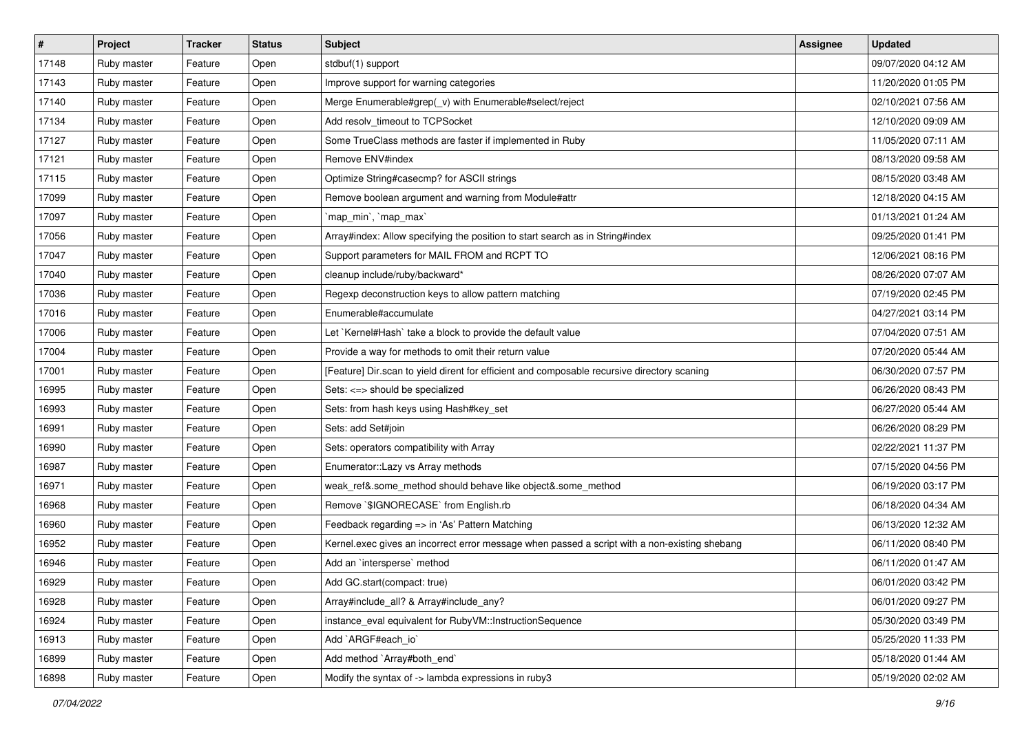| # | Project | Tracker | Status | Subject | Assignee | Updated |
|---|---|---|---|---|---|---|
| 17148 | Ruby master | Feature | Open | stdbuf(1) support | | 09/07/2020 04:12 AM |
| 17143 | Ruby master | Feature | Open | Improve support for warning categories | | 11/20/2020 01:05 PM |
| 17140 | Ruby master | Feature | Open | Merge Enumerable#grep(_v) with Enumerable#select/reject | | 02/10/2021 07:56 AM |
| 17134 | Ruby master | Feature | Open | Add resolv_timeout to TCPSocket | | 12/10/2020 09:09 AM |
| 17127 | Ruby master | Feature | Open | Some TrueClass methods are faster if implemented in Ruby | | 11/05/2020 07:11 AM |
| 17121 | Ruby master | Feature | Open | Remove ENV#index | | 08/13/2020 09:58 AM |
| 17115 | Ruby master | Feature | Open | Optimize String#casecmp? for ASCII strings | | 08/15/2020 03:48 AM |
| 17099 | Ruby master | Feature | Open | Remove boolean argument and warning from Module#attr | | 12/18/2020 04:15 AM |
| 17097 | Ruby master | Feature | Open | `map_min`, `map_max` | | 01/13/2021 01:24 AM |
| 17056 | Ruby master | Feature | Open | Array#index: Allow specifying the position to start search as in String#index | | 09/25/2020 01:41 PM |
| 17047 | Ruby master | Feature | Open | Support parameters for MAIL FROM and RCPT TO | | 12/06/2021 08:16 PM |
| 17040 | Ruby master | Feature | Open | cleanup include/ruby/backward* | | 08/26/2020 07:07 AM |
| 17036 | Ruby master | Feature | Open | Regexp deconstruction keys to allow pattern matching | | 07/19/2020 02:45 PM |
| 17016 | Ruby master | Feature | Open | Enumerable#accumulate | | 04/27/2021 03:14 PM |
| 17006 | Ruby master | Feature | Open | Let `Kernel#Hash` take a block to provide the default value | | 07/04/2020 07:51 AM |
| 17004 | Ruby master | Feature | Open | Provide a way for methods to omit their return value | | 07/20/2020 05:44 AM |
| 17001 | Ruby master | Feature | Open | [Feature] Dir.scan to yield dirent for efficient and composable recursive directory scaning | | 06/30/2020 07:57 PM |
| 16995 | Ruby master | Feature | Open | Sets: <=> should be specialized | | 06/26/2020 08:43 PM |
| 16993 | Ruby master | Feature | Open | Sets: from hash keys using Hash#key_set | | 06/27/2020 05:44 AM |
| 16991 | Ruby master | Feature | Open | Sets: add Set#join | | 06/26/2020 08:29 PM |
| 16990 | Ruby master | Feature | Open | Sets: operators compatibility with Array | | 02/22/2021 11:37 PM |
| 16987 | Ruby master | Feature | Open | Enumerator::Lazy vs Array methods | | 07/15/2020 04:56 PM |
| 16971 | Ruby master | Feature | Open | weak_ref&.some_method should behave like object&.some_method | | 06/19/2020 03:17 PM |
| 16968 | Ruby master | Feature | Open | Remove `$IGNORECASE` from English.rb | | 06/18/2020 04:34 AM |
| 16960 | Ruby master | Feature | Open | Feedback regarding => in 'As' Pattern Matching | | 06/13/2020 12:32 AM |
| 16952 | Ruby master | Feature | Open | Kernel.exec gives an incorrect error message when passed a script with a non-existing shebang | | 06/11/2020 08:40 PM |
| 16946 | Ruby master | Feature | Open | Add an `intersperse` method | | 06/11/2020 01:47 AM |
| 16929 | Ruby master | Feature | Open | Add GC.start(compact: true) | | 06/01/2020 03:42 PM |
| 16928 | Ruby master | Feature | Open | Array#include_all? & Array#include_any? | | 06/01/2020 09:27 PM |
| 16924 | Ruby master | Feature | Open | instance_eval equivalent for RubyVM::InstructionSequence | | 05/30/2020 03:49 PM |
| 16913 | Ruby master | Feature | Open | Add `ARGF#each_io` | | 05/25/2020 11:33 PM |
| 16899 | Ruby master | Feature | Open | Add method `Array#both_end` | | 05/18/2020 01:44 AM |
| 16898 | Ruby master | Feature | Open | Modify the syntax of -> lambda expressions in ruby3 | | 05/19/2020 02:02 AM |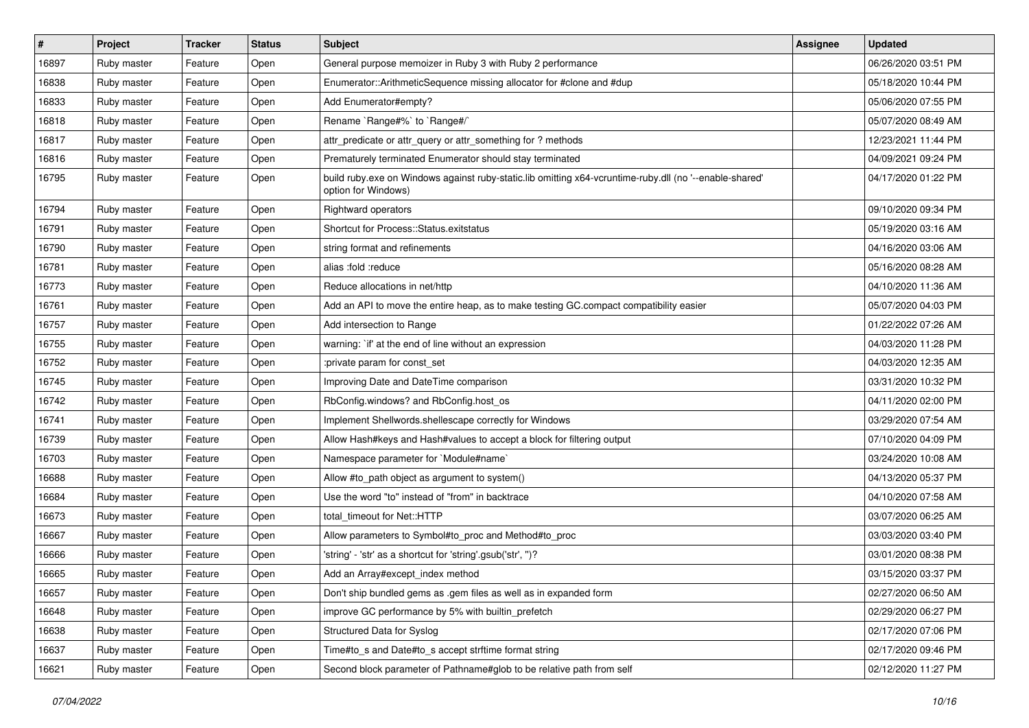| # | Project | Tracker | Status | Subject | Assignee | Updated |
|---|---|---|---|---|---|---|
| 16897 | Ruby master | Feature | Open | General purpose memoizer in Ruby 3 with Ruby 2 performance | | 06/26/2020 03:51 PM |
| 16838 | Ruby master | Feature | Open | Enumerator::ArithmeticSequence missing allocator for #clone and #dup | | 05/18/2020 10:44 PM |
| 16833 | Ruby master | Feature | Open | Add Enumerator#empty? | | 05/06/2020 07:55 PM |
| 16818 | Ruby master | Feature | Open | Rename `Range#%` to `Range#/` | | 05/07/2020 08:49 AM |
| 16817 | Ruby master | Feature | Open | attr_predicate or attr_query or attr_something for ? methods | | 12/23/2021 11:44 PM |
| 16816 | Ruby master | Feature | Open | Prematurely terminated Enumerator should stay terminated | | 04/09/2021 09:24 PM |
| 16795 | Ruby master | Feature | Open | build ruby.exe on Windows against ruby-static.lib omitting x64-vcruntime-ruby.dll (no '--enable-shared' option for Windows) | | 04/17/2020 01:22 PM |
| 16794 | Ruby master | Feature | Open | Rightward operators | | 09/10/2020 09:34 PM |
| 16791 | Ruby master | Feature | Open | Shortcut for Process::Status.exitstatus | | 05/19/2020 03:16 AM |
| 16790 | Ruby master | Feature | Open | string format and refinements | | 04/16/2020 03:06 AM |
| 16781 | Ruby master | Feature | Open | alias :fold :reduce | | 05/16/2020 08:28 AM |
| 16773 | Ruby master | Feature | Open | Reduce allocations in net/http | | 04/10/2020 11:36 AM |
| 16761 | Ruby master | Feature | Open | Add an API to move the entire heap, as to make testing GC.compact compatibility easier | | 05/07/2020 04:03 PM |
| 16757 | Ruby master | Feature | Open | Add intersection to Range | | 01/22/2022 07:26 AM |
| 16755 | Ruby master | Feature | Open | warning: `if' at the end of line without an expression | | 04/03/2020 11:28 PM |
| 16752 | Ruby master | Feature | Open | :private param for const_set | | 04/03/2020 12:35 AM |
| 16745 | Ruby master | Feature | Open | Improving Date and DateTime comparison | | 03/31/2020 10:32 PM |
| 16742 | Ruby master | Feature | Open | RbConfig.windows? and RbConfig.host_os | | 04/11/2020 02:00 PM |
| 16741 | Ruby master | Feature | Open | Implement Shellwords.shellescape correctly for Windows | | 03/29/2020 07:54 AM |
| 16739 | Ruby master | Feature | Open | Allow Hash#keys and Hash#values to accept a block for filtering output | | 07/10/2020 04:09 PM |
| 16703 | Ruby master | Feature | Open | Namespace parameter for `Module#name` | | 03/24/2020 10:08 AM |
| 16688 | Ruby master | Feature | Open | Allow #to_path object as argument to system() | | 04/13/2020 05:37 PM |
| 16684 | Ruby master | Feature | Open | Use the word "to" instead of "from" in backtrace | | 04/10/2020 07:58 AM |
| 16673 | Ruby master | Feature | Open | total_timeout for Net::HTTP | | 03/07/2020 06:25 AM |
| 16667 | Ruby master | Feature | Open | Allow parameters to Symbol#to_proc and Method#to_proc | | 03/03/2020 03:40 PM |
| 16666 | Ruby master | Feature | Open | 'string' - 'str' as a shortcut for 'string'.gsub('str', '')? | | 03/01/2020 08:38 PM |
| 16665 | Ruby master | Feature | Open | Add an Array#except_index method | | 03/15/2020 03:37 PM |
| 16657 | Ruby master | Feature | Open | Don't ship bundled gems as .gem files as well as in expanded form | | 02/27/2020 06:50 AM |
| 16648 | Ruby master | Feature | Open | improve GC performance by 5% with builtin_prefetch | | 02/29/2020 06:27 PM |
| 16638 | Ruby master | Feature | Open | Structured Data for Syslog | | 02/17/2020 07:06 PM |
| 16637 | Ruby master | Feature | Open | Time#to_s and Date#to_s accept strftime format string | | 02/17/2020 09:46 PM |
| 16621 | Ruby master | Feature | Open | Second block parameter of Pathname#glob to be relative path from self | | 02/12/2020 11:27 PM |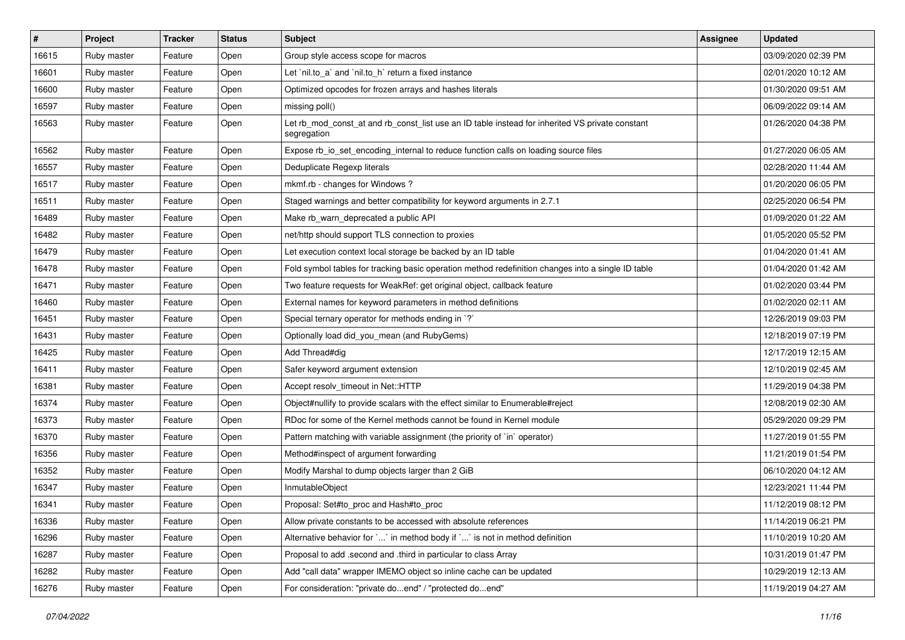| # | Project | Tracker | Status | Subject | Assignee | Updated |
|---|---|---|---|---|---|---|
| 16615 | Ruby master | Feature | Open | Group style access scope for macros | | 03/09/2020 02:39 PM |
| 16601 | Ruby master | Feature | Open | Let `nil.to_a` and `nil.to_h` return a fixed instance | | 02/01/2020 10:12 AM |
| 16600 | Ruby master | Feature | Open | Optimized opcodes for frozen arrays and hashes literals | | 01/30/2020 09:51 AM |
| 16597 | Ruby master | Feature | Open | missing poll() | | 06/09/2022 09:14 AM |
| 16563 | Ruby master | Feature | Open | Let rb_mod_const_at and rb_const_list use an ID table instead for inherited VS private constant segregation | | 01/26/2020 04:38 PM |
| 16562 | Ruby master | Feature | Open | Expose rb_io_set_encoding_internal to reduce function calls on loading source files | | 01/27/2020 06:05 AM |
| 16557 | Ruby master | Feature | Open | Deduplicate Regexp literals | | 02/28/2020 11:44 AM |
| 16517 | Ruby master | Feature | Open | mkmf.rb - changes for Windows ? | | 01/20/2020 06:05 PM |
| 16511 | Ruby master | Feature | Open | Staged warnings and better compatibility for keyword arguments in 2.7.1 | | 02/25/2020 06:54 PM |
| 16489 | Ruby master | Feature | Open | Make rb_warn_deprecated a public API | | 01/09/2020 01:22 AM |
| 16482 | Ruby master | Feature | Open | net/http should support TLS connection to proxies | | 01/05/2020 05:52 PM |
| 16479 | Ruby master | Feature | Open | Let execution context local storage be backed by an ID table | | 01/04/2020 01:41 AM |
| 16478 | Ruby master | Feature | Open | Fold symbol tables for tracking basic operation method redefinition changes into a single ID table | | 01/04/2020 01:42 AM |
| 16471 | Ruby master | Feature | Open | Two feature requests for WeakRef: get original object, callback feature | | 01/02/2020 03:44 PM |
| 16460 | Ruby master | Feature | Open | External names for keyword parameters in method definitions | | 01/02/2020 02:11 AM |
| 16451 | Ruby master | Feature | Open | Special ternary operator for methods ending in `?` | | 12/26/2019 09:03 PM |
| 16431 | Ruby master | Feature | Open | Optionally load did_you_mean (and RubyGems) | | 12/18/2019 07:19 PM |
| 16425 | Ruby master | Feature | Open | Add Thread#dig | | 12/17/2019 12:15 AM |
| 16411 | Ruby master | Feature | Open | Safer keyword argument extension | | 12/10/2019 02:45 AM |
| 16381 | Ruby master | Feature | Open | Accept resolv_timeout in Net::HTTP | | 11/29/2019 04:38 PM |
| 16374 | Ruby master | Feature | Open | Object#nullify to provide scalars with the effect similar to Enumerable#reject | | 12/08/2019 02:30 AM |
| 16373 | Ruby master | Feature | Open | RDoc for some of the Kernel methods cannot be found in Kernel module | | 05/29/2020 09:29 PM |
| 16370 | Ruby master | Feature | Open | Pattern matching with variable assignment (the priority of `in` operator) | | 11/27/2019 01:55 PM |
| 16356 | Ruby master | Feature | Open | Method#inspect of argument forwarding | | 11/21/2019 01:54 PM |
| 16352 | Ruby master | Feature | Open | Modify Marshal to dump objects larger than 2 GiB | | 06/10/2020 04:12 AM |
| 16347 | Ruby master | Feature | Open | InmutableObject | | 12/23/2021 11:44 PM |
| 16341 | Ruby master | Feature | Open | Proposal: Set#to_proc and Hash#to_proc | | 11/12/2019 08:12 PM |
| 16336 | Ruby master | Feature | Open | Allow private constants to be accessed with absolute references | | 11/14/2019 06:21 PM |
| 16296 | Ruby master | Feature | Open | Alternative behavior for `...` in method body if `...` is not in method definition | | 11/10/2019 10:20 AM |
| 16287 | Ruby master | Feature | Open | Proposal to add .second and .third in particular to class Array | | 10/31/2019 01:47 PM |
| 16282 | Ruby master | Feature | Open | Add "call data" wrapper IMEMO object so inline cache can be updated | | 10/29/2019 12:13 AM |
| 16276 | Ruby master | Feature | Open | For consideration: "private do...end" / "protected do...end" | | 11/19/2019 04:27 AM |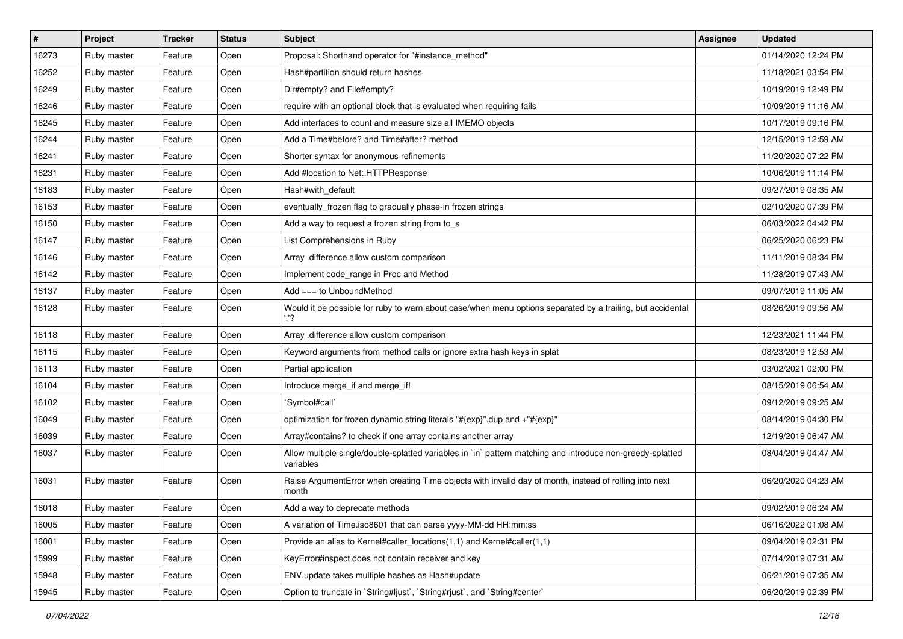| # | Project | Tracker | Status | Subject | Assignee | Updated |
|---|---|---|---|---|---|---|
| 16273 | Ruby master | Feature | Open | Proposal: Shorthand operator for "#instance_method" | | 01/14/2020 12:24 PM |
| 16252 | Ruby master | Feature | Open | Hash#partition should return hashes | | 11/18/2021 03:54 PM |
| 16249 | Ruby master | Feature | Open | Dir#empty? and File#empty? | | 10/19/2019 12:49 PM |
| 16246 | Ruby master | Feature | Open | require with an optional block that is evaluated when requiring fails | | 10/09/2019 11:16 AM |
| 16245 | Ruby master | Feature | Open | Add interfaces to count and measure size all IMEMO objects | | 10/17/2019 09:16 PM |
| 16244 | Ruby master | Feature | Open | Add a Time#before? and Time#after? method | | 12/15/2019 12:59 AM |
| 16241 | Ruby master | Feature | Open | Shorter syntax for anonymous refinements | | 11/20/2020 07:22 PM |
| 16231 | Ruby master | Feature | Open | Add #location to Net::HTTPResponse | | 10/06/2019 11:14 PM |
| 16183 | Ruby master | Feature | Open | Hash#with_default | | 09/27/2019 08:35 AM |
| 16153 | Ruby master | Feature | Open | eventually_frozen flag to gradually phase-in frozen strings | | 02/10/2020 07:39 PM |
| 16150 | Ruby master | Feature | Open | Add a way to request a frozen string from to_s | | 06/03/2022 04:42 PM |
| 16147 | Ruby master | Feature | Open | List Comprehensions in Ruby | | 06/25/2020 06:23 PM |
| 16146 | Ruby master | Feature | Open | Array .difference allow custom comparison | | 11/11/2019 08:34 PM |
| 16142 | Ruby master | Feature | Open | Implement code_range in Proc and Method | | 11/28/2019 07:43 AM |
| 16137 | Ruby master | Feature | Open | Add === to UnboundMethod | | 09/07/2019 11:05 AM |
| 16128 | Ruby master | Feature | Open | Would it be possible for ruby to warn about case/when menu options separated by a trailing, but accidental ','? | | 08/26/2019 09:56 AM |
| 16118 | Ruby master | Feature | Open | Array .difference allow custom comparison | | 12/23/2021 11:44 PM |
| 16115 | Ruby master | Feature | Open | Keyword arguments from method calls or ignore extra hash keys in splat | | 08/23/2019 12:53 AM |
| 16113 | Ruby master | Feature | Open | Partial application | | 03/02/2021 02:00 PM |
| 16104 | Ruby master | Feature | Open | Introduce merge_if and merge_if! | | 08/15/2019 06:54 AM |
| 16102 | Ruby master | Feature | Open | `Symbol#call` | | 09/12/2019 09:25 AM |
| 16049 | Ruby master | Feature | Open | optimization for frozen dynamic string literals "#{exp}".dup and +"#{exp}" | | 08/14/2019 04:30 PM |
| 16039 | Ruby master | Feature | Open | Array#contains? to check if one array contains another array | | 12/19/2019 06:47 AM |
| 16037 | Ruby master | Feature | Open | Allow multiple single/double-splatted variables in `in` pattern matching and introduce non-greedy-splatted variables | | 08/04/2019 04:47 AM |
| 16031 | Ruby master | Feature | Open | Raise ArgumentError when creating Time objects with invalid day of month, instead of rolling into next month | | 06/20/2020 04:23 AM |
| 16018 | Ruby master | Feature | Open | Add a way to deprecate methods | | 09/02/2019 06:24 AM |
| 16005 | Ruby master | Feature | Open | A variation of Time.iso8601 that can parse yyyy-MM-dd HH:mm:ss | | 06/16/2022 01:08 AM |
| 16001 | Ruby master | Feature | Open | Provide an alias to Kernel#caller_locations(1,1) and Kernel#caller(1,1) | | 09/04/2019 02:31 PM |
| 15999 | Ruby master | Feature | Open | KeyError#inspect does not contain receiver and key | | 07/14/2019 07:31 AM |
| 15948 | Ruby master | Feature | Open | ENV.update takes multiple hashes as Hash#update | | 06/21/2019 07:35 AM |
| 15945 | Ruby master | Feature | Open | Option to truncate in `String#ljust`, `String#rjust`, and `String#center` | | 06/20/2019 02:39 PM |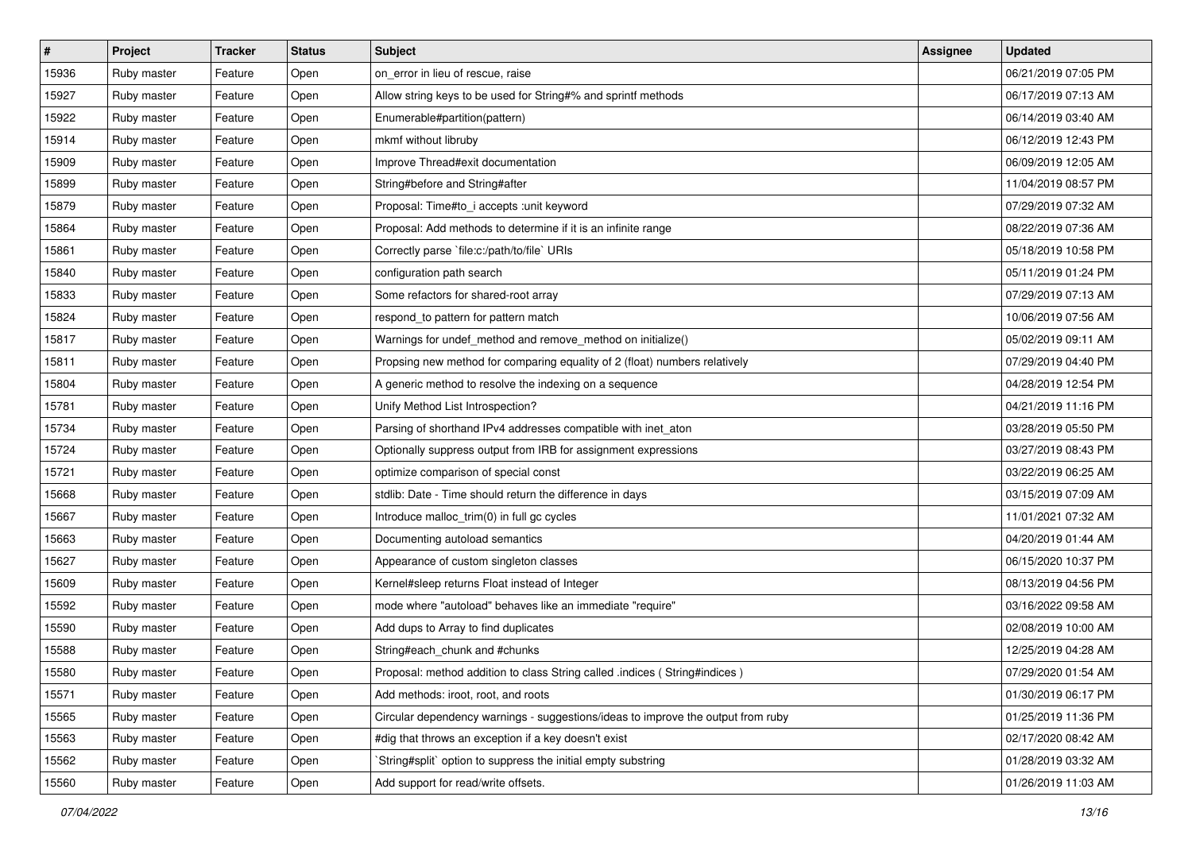| # | Project | Tracker | Status | Subject | Assignee | Updated |
|---|---|---|---|---|---|---|
| 15936 | Ruby master | Feature | Open | on_error in lieu of rescue, raise | | 06/21/2019 07:05 PM |
| 15927 | Ruby master | Feature | Open | Allow string keys to be used for String#% and sprintf methods | | 06/17/2019 07:13 AM |
| 15922 | Ruby master | Feature | Open | Enumerable#partition(pattern) | | 06/14/2019 03:40 AM |
| 15914 | Ruby master | Feature | Open | mkmf without libruby | | 06/12/2019 12:43 PM |
| 15909 | Ruby master | Feature | Open | Improve Thread#exit documentation | | 06/09/2019 12:05 AM |
| 15899 | Ruby master | Feature | Open | String#before and String#after | | 11/04/2019 08:57 PM |
| 15879 | Ruby master | Feature | Open | Proposal: Time#to_i accepts :unit keyword | | 07/29/2019 07:32 AM |
| 15864 | Ruby master | Feature | Open | Proposal: Add methods to determine if it is an infinite range | | 08/22/2019 07:36 AM |
| 15861 | Ruby master | Feature | Open | Correctly parse `file:c:/path/to/file` URIs | | 05/18/2019 10:58 PM |
| 15840 | Ruby master | Feature | Open | configuration path search | | 05/11/2019 01:24 PM |
| 15833 | Ruby master | Feature | Open | Some refactors for shared-root array | | 07/29/2019 07:13 AM |
| 15824 | Ruby master | Feature | Open | respond_to pattern for pattern match | | 10/06/2019 07:56 AM |
| 15817 | Ruby master | Feature | Open | Warnings for undef_method and remove_method on initialize() | | 05/02/2019 09:11 AM |
| 15811 | Ruby master | Feature | Open | Propsing new method for comparing equality of 2 (float) numbers relatively | | 07/29/2019 04:40 PM |
| 15804 | Ruby master | Feature | Open | A generic method to resolve the indexing on a sequence | | 04/28/2019 12:54 PM |
| 15781 | Ruby master | Feature | Open | Unify Method List Introspection? | | 04/21/2019 11:16 PM |
| 15734 | Ruby master | Feature | Open | Parsing of shorthand IPv4 addresses compatible with inet_aton | | 03/28/2019 05:50 PM |
| 15724 | Ruby master | Feature | Open | Optionally suppress output from IRB for assignment expressions | | 03/27/2019 08:43 PM |
| 15721 | Ruby master | Feature | Open | optimize comparison of special const | | 03/22/2019 06:25 AM |
| 15668 | Ruby master | Feature | Open | stdlib: Date - Time should return the difference in days | | 03/15/2019 07:09 AM |
| 15667 | Ruby master | Feature | Open | Introduce malloc_trim(0) in full gc cycles | | 11/01/2021 07:32 AM |
| 15663 | Ruby master | Feature | Open | Documenting autoload semantics | | 04/20/2019 01:44 AM |
| 15627 | Ruby master | Feature | Open | Appearance of custom singleton classes | | 06/15/2020 10:37 PM |
| 15609 | Ruby master | Feature | Open | Kernel#sleep returns Float instead of Integer | | 08/13/2019 04:56 PM |
| 15592 | Ruby master | Feature | Open | mode where "autoload" behaves like an immediate "require" | | 03/16/2022 09:58 AM |
| 15590 | Ruby master | Feature | Open | Add dups to Array to find duplicates | | 02/08/2019 10:00 AM |
| 15588 | Ruby master | Feature | Open | String#each_chunk and #chunks | | 12/25/2019 04:28 AM |
| 15580 | Ruby master | Feature | Open | Proposal: method addition to class String called .indices ( String#indices ) | | 07/29/2020 01:54 AM |
| 15571 | Ruby master | Feature | Open | Add methods: iroot, root, and roots | | 01/30/2019 06:17 PM |
| 15565 | Ruby master | Feature | Open | Circular dependency warnings - suggestions/ideas to improve the output from ruby | | 01/25/2019 11:36 PM |
| 15563 | Ruby master | Feature | Open | #dig that throws an exception if a key doesn't exist | | 02/17/2020 08:42 AM |
| 15562 | Ruby master | Feature | Open | `String#split` option to suppress the initial empty substring | | 01/28/2019 03:32 AM |
| 15560 | Ruby master | Feature | Open | Add support for read/write offsets. | | 01/26/2019 11:03 AM |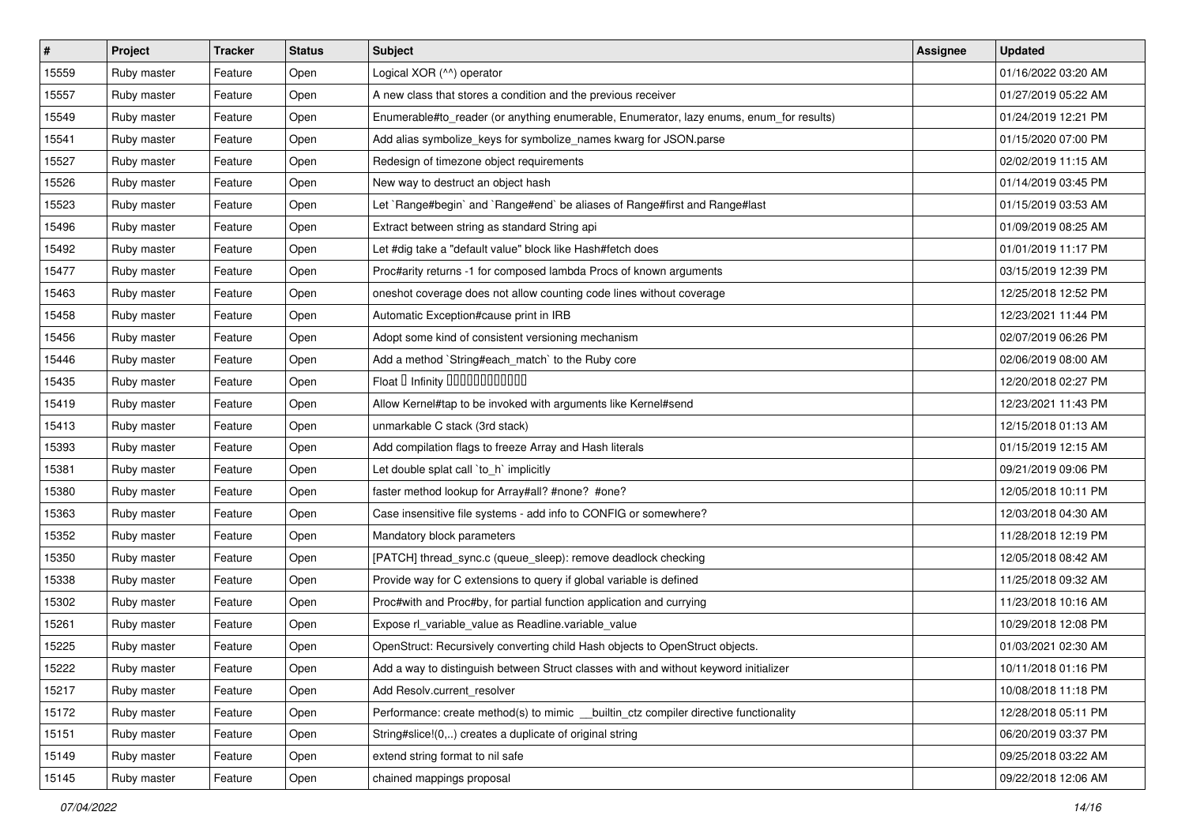| # | Project | Tracker | Status | Subject | Assignee | Updated |
|---|---|---|---|---|---|---|
| 15559 | Ruby master | Feature | Open | Logical XOR (^^) operator | | 01/16/2022 03:20 AM |
| 15557 | Ruby master | Feature | Open | A new class that stores a condition and the previous receiver | | 01/27/2019 05:22 AM |
| 15549 | Ruby master | Feature | Open | Enumerable#to_reader (or anything enumerable, Enumerator, lazy enums, enum_for results) | | 01/24/2019 12:21 PM |
| 15541 | Ruby master | Feature | Open | Add alias symbolize_keys for symbolize_names kwarg for JSON.parse | | 01/15/2020 07:00 PM |
| 15527 | Ruby master | Feature | Open | Redesign of timezone object requirements | | 02/02/2019 11:15 AM |
| 15526 | Ruby master | Feature | Open | New way to destruct an object hash | | 01/14/2019 03:45 PM |
| 15523 | Ruby master | Feature | Open | Let `Range#begin` and `Range#end` be aliases of Range#first and Range#last | | 01/15/2019 03:53 AM |
| 15496 | Ruby master | Feature | Open | Extract between string as standard String api | | 01/09/2019 08:25 AM |
| 15492 | Ruby master | Feature | Open | Let #dig take a "default value" block like Hash#fetch does | | 01/01/2019 11:17 PM |
| 15477 | Ruby master | Feature | Open | Proc#arity returns -1 for composed lambda Procs of known arguments | | 03/15/2019 12:39 PM |
| 15463 | Ruby master | Feature | Open | oneshot coverage does not allow counting code lines without coverage | | 12/25/2018 12:52 PM |
| 15458 | Ruby master | Feature | Open | Automatic Exception#cause print in IRB | | 12/23/2021 11:44 PM |
| 15456 | Ruby master | Feature | Open | Adopt some kind of consistent versioning mechanism | | 02/07/2019 06:26 PM |
| 15446 | Ruby master | Feature | Open | Add a method `String#each_match` to the Ruby core | | 02/06/2019 08:00 AM |
| 15435 | Ruby master | Feature | Open | Float □ Infinity □□□□□□□□□□□□ | | 12/20/2018 02:27 PM |
| 15419 | Ruby master | Feature | Open | Allow Kernel#tap to be invoked with arguments like Kernel#send | | 12/23/2021 11:43 PM |
| 15413 | Ruby master | Feature | Open | unmarkable C stack (3rd stack) | | 12/15/2018 01:13 AM |
| 15393 | Ruby master | Feature | Open | Add compilation flags to freeze Array and Hash literals | | 01/15/2019 12:15 AM |
| 15381 | Ruby master | Feature | Open | Let double splat call `to_h` implicitly | | 09/21/2019 09:06 PM |
| 15380 | Ruby master | Feature | Open | faster method lookup for Array#all? #none? #one? | | 12/05/2018 10:11 PM |
| 15363 | Ruby master | Feature | Open | Case insensitive file systems - add info to CONFIG or somewhere? | | 12/03/2018 04:30 AM |
| 15352 | Ruby master | Feature | Open | Mandatory block parameters | | 11/28/2018 12:19 PM |
| 15350 | Ruby master | Feature | Open | [PATCH] thread_sync.c (queue_sleep): remove deadlock checking | | 12/05/2018 08:42 AM |
| 15338 | Ruby master | Feature | Open | Provide way for C extensions to query if global variable is defined | | 11/25/2018 09:32 AM |
| 15302 | Ruby master | Feature | Open | Proc#with and Proc#by, for partial function application and currying | | 11/23/2018 10:16 AM |
| 15261 | Ruby master | Feature | Open | Expose rl_variable_value as Readline.variable_value | | 10/29/2018 12:08 PM |
| 15225 | Ruby master | Feature | Open | OpenStruct: Recursively converting child Hash objects to OpenStruct objects. | | 01/03/2021 02:30 AM |
| 15222 | Ruby master | Feature | Open | Add a way to distinguish between Struct classes with and without keyword initializer | | 10/11/2018 01:16 PM |
| 15217 | Ruby master | Feature | Open | Add Resolv.current_resolver | | 10/08/2018 11:18 PM |
| 15172 | Ruby master | Feature | Open | Performance: create method(s) to mimic __builtin_ctz compiler directive functionality | | 12/28/2018 05:11 PM |
| 15151 | Ruby master | Feature | Open | String#slice!(0,..) creates a duplicate of original string | | 06/20/2019 03:37 PM |
| 15149 | Ruby master | Feature | Open | extend string format to nil safe | | 09/25/2018 03:22 AM |
| 15145 | Ruby master | Feature | Open | chained mappings proposal | | 09/22/2018 12:06 AM |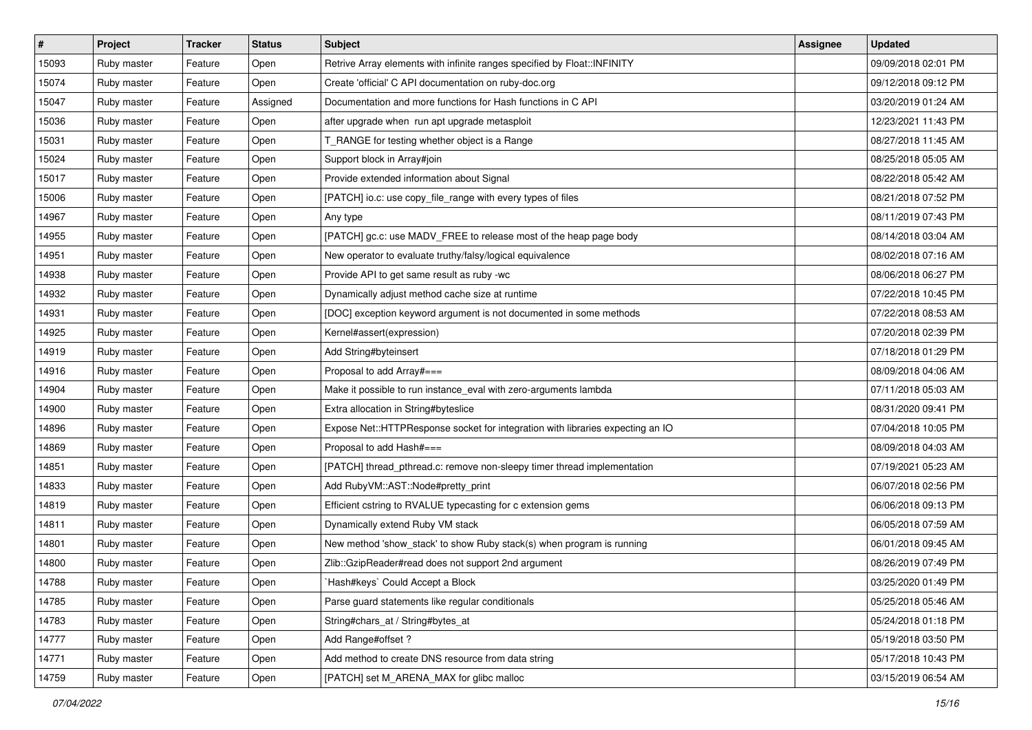| # | Project | Tracker | Status | Subject | Assignee | Updated |
|---|---|---|---|---|---|---|
| 15093 | Ruby master | Feature | Open | Retrive Array elements with infinite ranges specified by Float::INFINITY | | 09/09/2018 02:01 PM |
| 15074 | Ruby master | Feature | Open | Create 'official' C API documentation on ruby-doc.org | | 09/12/2018 09:12 PM |
| 15047 | Ruby master | Feature | Assigned | Documentation and more functions for Hash functions in C API | | 03/20/2019 01:24 AM |
| 15036 | Ruby master | Feature | Open | after upgrade when  run apt upgrade metasploit | | 12/23/2021 11:43 PM |
| 15031 | Ruby master | Feature | Open | T_RANGE for testing whether object is a Range | | 08/27/2018 11:45 AM |
| 15024 | Ruby master | Feature | Open | Support block in Array#join | | 08/25/2018 05:05 AM |
| 15017 | Ruby master | Feature | Open | Provide extended information about Signal | | 08/22/2018 05:42 AM |
| 15006 | Ruby master | Feature | Open | [PATCH] io.c: use copy_file_range with every types of files | | 08/21/2018 07:52 PM |
| 14967 | Ruby master | Feature | Open | Any type | | 08/11/2019 07:43 PM |
| 14955 | Ruby master | Feature | Open | [PATCH] gc.c: use MADV_FREE to release most of the heap page body | | 08/14/2018 03:04 AM |
| 14951 | Ruby master | Feature | Open | New operator to evaluate truthy/falsy/logical equivalence | | 08/02/2018 07:16 AM |
| 14938 | Ruby master | Feature | Open | Provide API to get same result as ruby -wc | | 08/06/2018 06:27 PM |
| 14932 | Ruby master | Feature | Open | Dynamically adjust method cache size at runtime | | 07/22/2018 10:45 PM |
| 14931 | Ruby master | Feature | Open | [DOC] exception keyword argument is not documented in some methods | | 07/22/2018 08:53 AM |
| 14925 | Ruby master | Feature | Open | Kernel#assert(expression) | | 07/20/2018 02:39 PM |
| 14919 | Ruby master | Feature | Open | Add String#byteinsert | | 07/18/2018 01:29 PM |
| 14916 | Ruby master | Feature | Open | Proposal to add Array#=== | | 08/09/2018 04:06 AM |
| 14904 | Ruby master | Feature | Open | Make it possible to run instance_eval with zero-arguments lambda | | 07/11/2018 05:03 AM |
| 14900 | Ruby master | Feature | Open | Extra allocation in String#byteslice | | 08/31/2020 09:41 PM |
| 14896 | Ruby master | Feature | Open | Expose Net::HTTPResponse socket for integration with libraries expecting an IO | | 07/04/2018 10:05 PM |
| 14869 | Ruby master | Feature | Open | Proposal to add Hash#=== | | 08/09/2018 04:03 AM |
| 14851 | Ruby master | Feature | Open | [PATCH] thread_pthread.c: remove non-sleepy timer thread implementation | | 07/19/2021 05:23 AM |
| 14833 | Ruby master | Feature | Open | Add RubyVM::AST::Node#pretty_print | | 06/07/2018 02:56 PM |
| 14819 | Ruby master | Feature | Open | Efficient cstring to RVALUE typecasting for c extension gems | | 06/06/2018 09:13 PM |
| 14811 | Ruby master | Feature | Open | Dynamically extend Ruby VM stack | | 06/05/2018 07:59 AM |
| 14801 | Ruby master | Feature | Open | New method 'show_stack' to show Ruby stack(s) when program is running | | 06/01/2018 09:45 AM |
| 14800 | Ruby master | Feature | Open | Zlib::GzipReader#read does not support 2nd argument | | 08/26/2019 07:49 PM |
| 14788 | Ruby master | Feature | Open | `Hash#keys` Could Accept a Block | | 03/25/2020 01:49 PM |
| 14785 | Ruby master | Feature | Open | Parse guard statements like regular conditionals | | 05/25/2018 05:46 AM |
| 14783 | Ruby master | Feature | Open | String#chars_at / String#bytes_at | | 05/24/2018 01:18 PM |
| 14777 | Ruby master | Feature | Open | Add Range#offset ? | | 05/19/2018 03:50 PM |
| 14771 | Ruby master | Feature | Open | Add method to create DNS resource from data string | | 05/17/2018 10:43 PM |
| 14759 | Ruby master | Feature | Open | [PATCH] set M_ARENA_MAX for glibc malloc | | 03/15/2019 06:54 AM |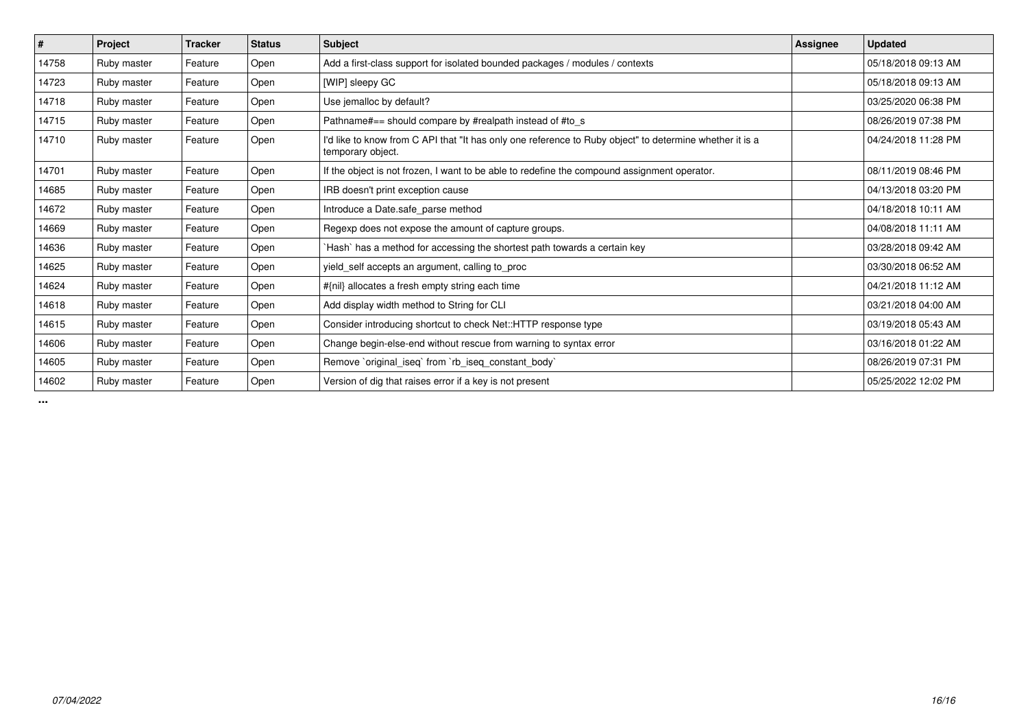| # | Project | Tracker | Status | Subject | Assignee | Updated |
|---|---|---|---|---|---|---|
| 14758 | Ruby master | Feature | Open | Add a first-class support for isolated bounded packages / modules / contexts | | 05/18/2018 09:13 AM |
| 14723 | Ruby master | Feature | Open | [WIP] sleepy GC | | 05/18/2018 09:13 AM |
| 14718 | Ruby master | Feature | Open | Use jemalloc by default? | | 03/25/2020 06:38 PM |
| 14715 | Ruby master | Feature | Open | Pathname#== should compare by #realpath instead of #to_s | | 08/26/2019 07:38 PM |
| 14710 | Ruby master | Feature | Open | I'd like to know from C API that "It has only one reference to Ruby object" to determine whether it is a temporary object. | | 04/24/2018 11:28 PM |
| 14701 | Ruby master | Feature | Open | If the object is not frozen, I want to be able to redefine the compound assignment operator. | | 08/11/2019 08:46 PM |
| 14685 | Ruby master | Feature | Open | IRB doesn't print exception cause | | 04/13/2018 03:20 PM |
| 14672 | Ruby master | Feature | Open | Introduce a Date.safe_parse method | | 04/18/2018 10:11 AM |
| 14669 | Ruby master | Feature | Open | Regexp does not expose the amount of capture groups. | | 04/08/2018 11:11 AM |
| 14636 | Ruby master | Feature | Open | `Hash` has a method for accessing the shortest path towards a certain key | | 03/28/2018 09:42 AM |
| 14625 | Ruby master | Feature | Open | yield_self accepts an argument, calling to_proc | | 03/30/2018 06:52 AM |
| 14624 | Ruby master | Feature | Open | #{nil} allocates a fresh empty string each time | | 04/21/2018 11:12 AM |
| 14618 | Ruby master | Feature | Open | Add display width method to String for CLI | | 03/21/2018 04:00 AM |
| 14615 | Ruby master | Feature | Open | Consider introducing shortcut to check Net::HTTP response type | | 03/19/2018 05:43 AM |
| 14606 | Ruby master | Feature | Open | Change begin-else-end without rescue from warning to syntax error | | 03/16/2018 01:22 AM |
| 14605 | Ruby master | Feature | Open | Remove `original_iseq` from `rb_iseq_constant_body` | | 08/26/2019 07:31 PM |
| 14602 | Ruby master | Feature | Open | Version of dig that raises error if a key is not present | | 05/25/2022 12:02 PM |

...